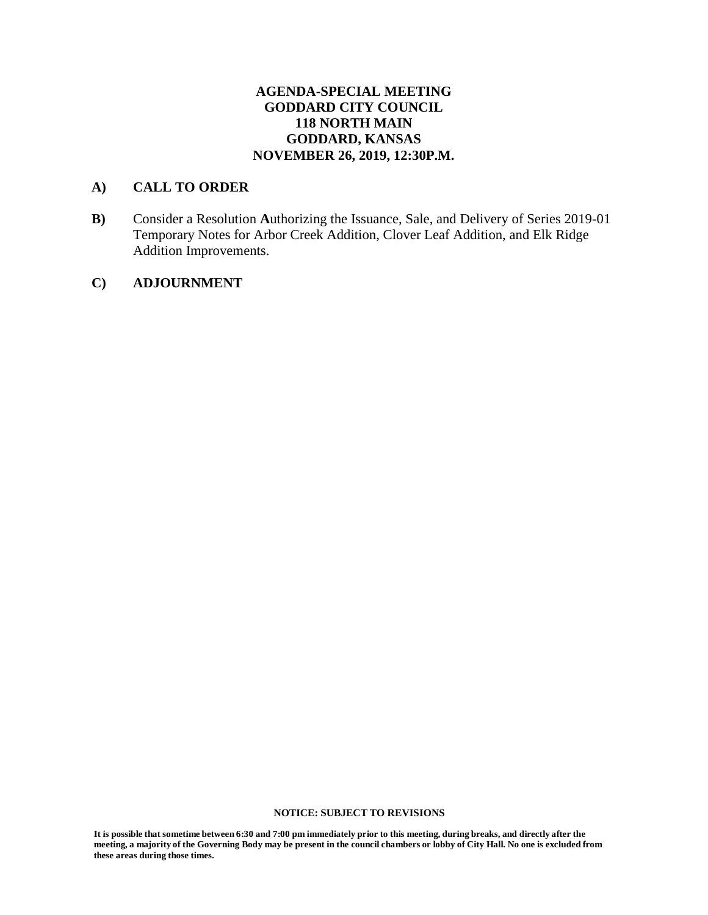# AGENDA-SPECIAL MEETING
# GODDARD CITY COUNCIL
# 118 NORTH MAIN
# GODDARD, KANSAS
# NOVEMBER 26, 2019, 12:30P.M.

**A)** **CALL TO ORDER**

**B)** Consider a Resolution **A**uthorizing the Issuance, Sale, and Delivery of Series 2019-01 Temporary Notes for Arbor Creek Addition, Clover Leaf Addition, and Elk Ridge Addition Improvements.

**C)** **ADJOURNMENT**

**NOTICE: SUBJECT TO REVISIONS**

**It is possible that sometime between 6:30 and 7:00 pm immediately prior to this meeting, during breaks, and directly after the meeting, a majority of the Governing Body may be present in the council chambers or lobby of City Hall. No one is excluded from these areas during those times.**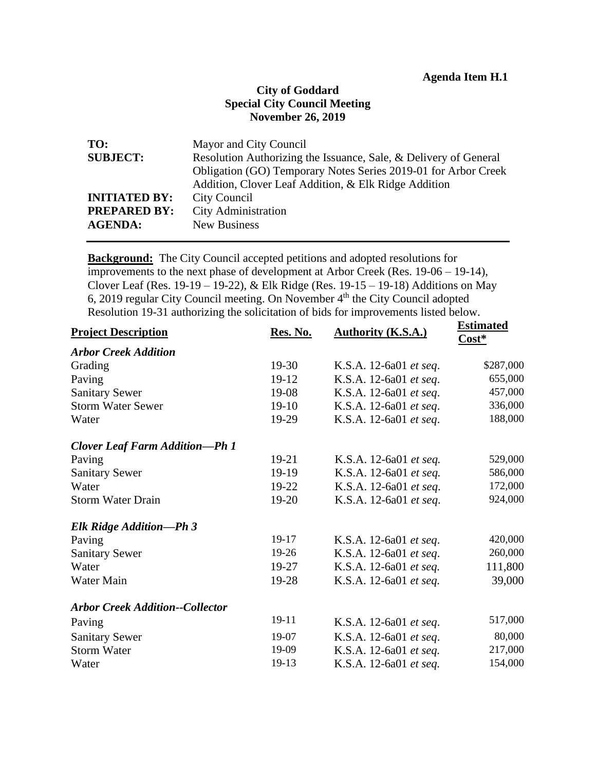**Agenda Item H.1**

**City of Goddard**
**Special City Council Meeting**
**November 26, 2019**

| | |
|---|---|
| **TO:** | Mayor and City Council |
| **SUBJECT:** | Resolution Authorizing the Issuance, Sale, & Delivery of General Obligation (GO) Temporary Notes Series 2019-01 for Arbor Creek Addition, Clover Leaf Addition, & Elk Ridge Addition |
| **INITIATED BY:** | City Council |
| **PREPARED BY:** | City Administration |
| **AGENDA:** | New Business |

**Background:** The City Council accepted petitions and adopted resolutions for improvements to the next phase of development at Arbor Creek (Res. 19-06 – 19-14), Clover Leaf (Res. 19-19 – 19-22), & Elk Ridge (Res. 19-15 – 19-18) Additions on May 6, 2019 regular City Council meeting. On November 4th the City Council adopted Resolution 19-31 authorizing the solicitation of bids for improvements listed below.

| **Project Description** | **Res. No.** | **Authority (K.S.A.)** | **Estimated Cost*** |
|---|---|---|---|
| ***Arbor Creek Addition*** | | | |
| Grading | 19-30 | K.S.A. 12-6a01 *et seq*. | $287,000 |
| Paving | 19-12 | K.S.A. 12-6a01 *et seq*. | 655,000 |
| Sanitary Sewer | 19-08 | K.S.A. 12-6a01 *et seq*. | 457,000 |
| Storm Water Sewer | 19-10 | K.S.A. 12-6a01 *et seq*. | 336,000 |
| Water | 19-29 | K.S.A. 12-6a01 *et seq*. | 188,000 |
| ***Clover Leaf Farm Addition—Ph 1*** | | | |
| Paving | 19-21 | K.S.A. 12-6a01 *et seq.* | 529,000 |
| Sanitary Sewer | 19-19 | K.S.A. 12-6a01 *et seq.* | 586,000 |
| Water | 19-22 | K.S.A. 12-6a01 *et seq*. | 172,000 |
| Storm Water Drain | 19-20 | K.S.A. 12-6a01 *et seq*. | 924,000 |
| ***Elk Ridge Addition—Ph 3*** | | | |
| Paving | 19-17 | K.S.A. 12-6a01 *et seq*. | 420,000 |
| Sanitary Sewer | 19-26 | K.S.A. 12-6a01 *et seq*. | 260,000 |
| Water | 19-27 | K.S.A. 12-6a01 *et seq.* | 111,800 |
| Water Main | 19-28 | K.S.A. 12-6a01 *et seq.* | 39,000 |
| ***Arbor Creek Addition--Collector*** | | | |
| Paving | 19-11 | K.S.A. 12-6a01 *et seq*. | 517,000 |
| Sanitary Sewer | 19-07 | K.S.A. 12-6a01 *et seq*. | 80,000 |
| Storm Water | 19-09 | K.S.A. 12-6a01 *et seq.* | 217,000 |
| Water | 19-13 | K.S.A. 12-6a01 *et seq.* | 154,000 |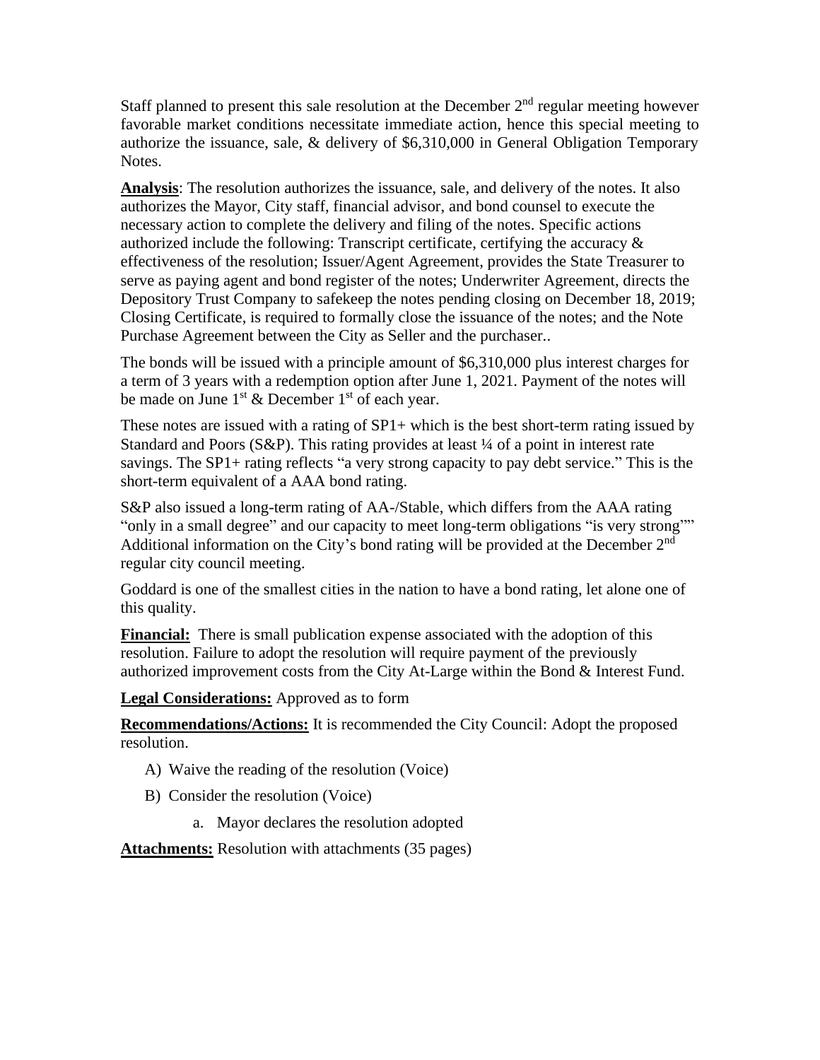Staff planned to present this sale resolution at the December 2nd regular meeting however favorable market conditions necessitate immediate action, hence this special meeting to authorize the issuance, sale, & delivery of $6,310,000 in General Obligation Temporary Notes.

**Analysis**: The resolution authorizes the issuance, sale, and delivery of the notes. It also authorizes the Mayor, City staff, financial advisor, and bond counsel to execute the necessary action to complete the delivery and filing of the notes. Specific actions authorized include the following: Transcript certificate, certifying the accuracy & effectiveness of the resolution; Issuer/Agent Agreement, provides the State Treasurer to serve as paying agent and bond register of the notes; Underwriter Agreement, directs the Depository Trust Company to safekeep the notes pending closing on December 18, 2019; Closing Certificate, is required to formally close the issuance of the notes; and the Note Purchase Agreement between the City as Seller and the purchaser..

The bonds will be issued with a principle amount of $6,310,000 plus interest charges for a term of 3 years with a redemption option after June 1, 2021. Payment of the notes will be made on June 1st & December 1st of each year.

These notes are issued with a rating of SP1+ which is the best short-term rating issued by Standard and Poors (S&P). This rating provides at least ¼ of a point in interest rate savings. The SP1+ rating reflects "a very strong capacity to pay debt service." This is the short-term equivalent of a AAA bond rating.

S&P also issued a long-term rating of AA-/Stable, which differs from the AAA rating "only in a small degree" and our capacity to meet long-term obligations "is very strong"" Additional information on the City's bond rating will be provided at the December 2nd regular city council meeting.

Goddard is one of the smallest cities in the nation to have a bond rating, let alone one of this quality.

**Financial:** There is small publication expense associated with the adoption of this resolution. Failure to adopt the resolution will require payment of the previously authorized improvement costs from the City At-Large within the Bond & Interest Fund.

**Legal Considerations:** Approved as to form

**Recommendations/Actions:** It is recommended the City Council: Adopt the proposed resolution.

A) Waive the reading of the resolution (Voice)

B) Consider the resolution (Voice)

   a. Mayor declares the resolution adopted

**Attachments:** Resolution with attachments (35 pages)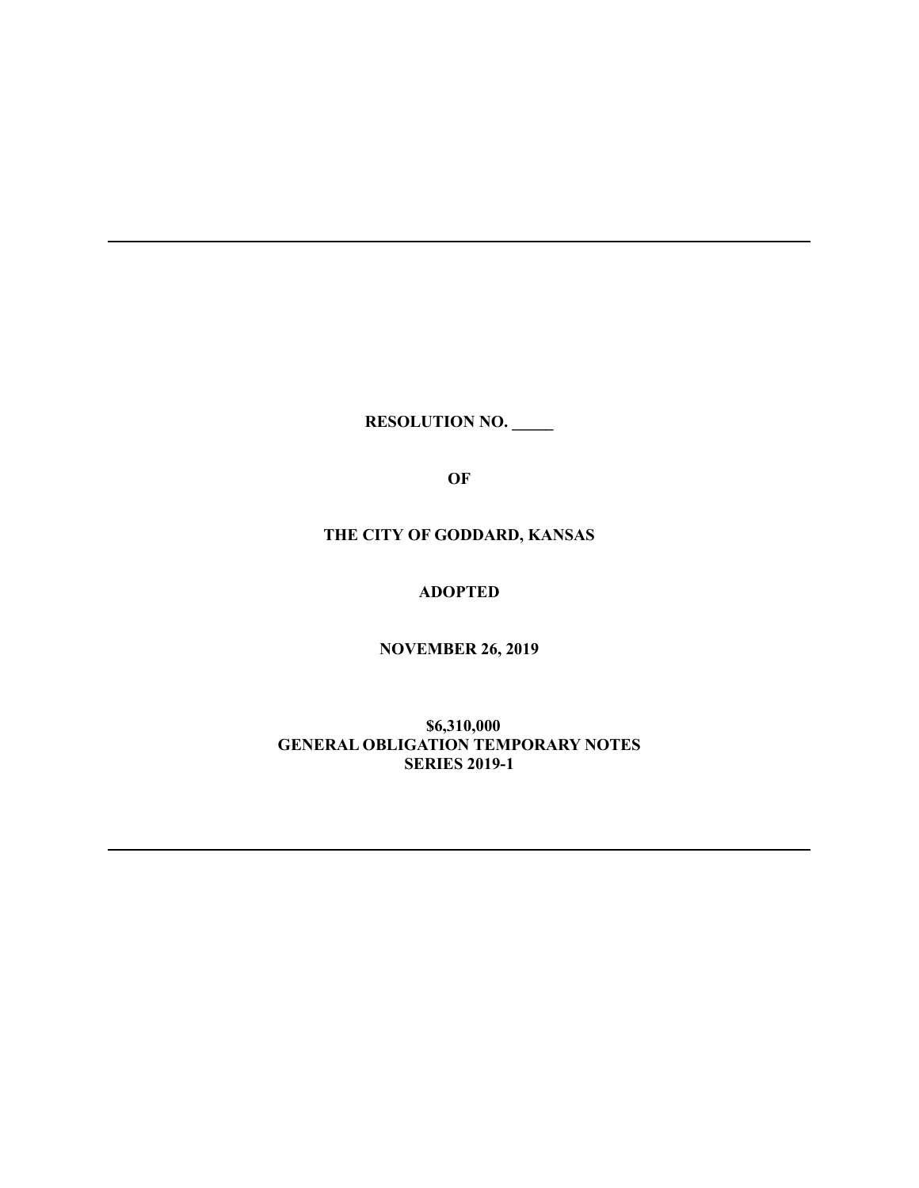---

**RESOLUTION NO. _____**

**OF**

**THE CITY OF GODDARD, KANSAS**

**ADOPTED**

**NOVEMBER 26, 2019**

**$6,310,000**
**GENERAL OBLIGATION TEMPORARY NOTES**
**SERIES 2019-1**

---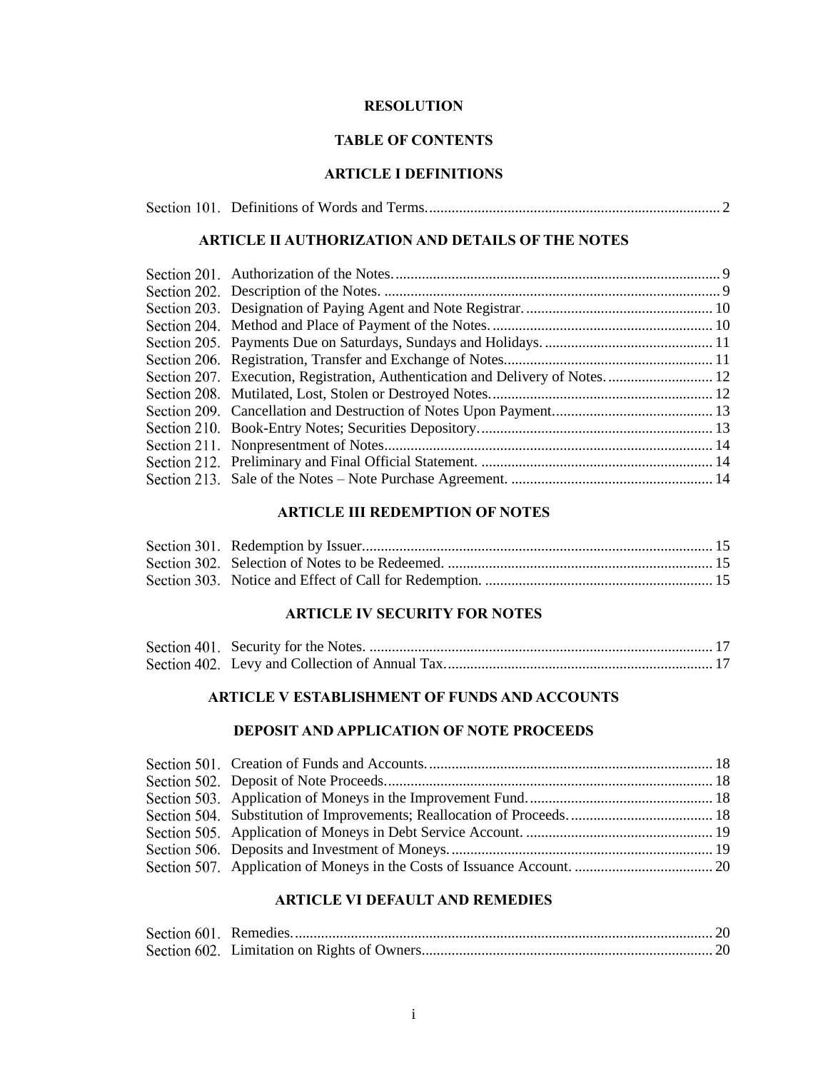**RESOLUTION**

**TABLE OF CONTENTS**

**ARTICLE I DEFINITIONS**

| | | |
|---|---|---|
| Section 101. | Definitions of Words and Terms. | 2 |

**ARTICLE II AUTHORIZATION AND DETAILS OF THE NOTES**

| | | |
|---|---|---|
| Section 201. | Authorization of the Notes. | 9 |
| Section 202. | Description of the Notes. | 9 |
| Section 203. | Designation of Paying Agent and Note Registrar. | 10 |
| Section 204. | Method and Place of Payment of the Notes. | 10 |
| Section 205. | Payments Due on Saturdays, Sundays and Holidays. | 11 |
| Section 206. | Registration, Transfer and Exchange of Notes. | 11 |
| Section 207. | Execution, Registration, Authentication and Delivery of Notes. | 12 |
| Section 208. | Mutilated, Lost, Stolen or Destroyed Notes. | 12 |
| Section 209. | Cancellation and Destruction of Notes Upon Payment. | 13 |
| Section 210. | Book-Entry Notes; Securities Depository. | 13 |
| Section 211. | Nonpresentment of Notes. | 14 |
| Section 212. | Preliminary and Final Official Statement. | 14 |
| Section 213. | Sale of the Notes – Note Purchase Agreement. | 14 |

**ARTICLE III REDEMPTION OF NOTES**

| | | |
|---|---|---|
| Section 301. | Redemption by Issuer. | 15 |
| Section 302. | Selection of Notes to be Redeemed. | 15 |
| Section 303. | Notice and Effect of Call for Redemption. | 15 |

**ARTICLE IV SECURITY FOR NOTES**

| | | |
|---|---|---|
| Section 401. | Security for the Notes. | 17 |
| Section 402. | Levy and Collection of Annual Tax. | 17 |

**ARTICLE V ESTABLISHMENT OF FUNDS AND ACCOUNTS**

**DEPOSIT AND APPLICATION OF NOTE PROCEEDS**

| | | |
|---|---|---|
| Section 501. | Creation of Funds and Accounts. | 18 |
| Section 502. | Deposit of Note Proceeds. | 18 |
| Section 503. | Application of Moneys in the Improvement Fund. | 18 |
| Section 504. | Substitution of Improvements; Reallocation of Proceeds. | 18 |
| Section 505. | Application of Moneys in Debt Service Account. | 19 |
| Section 506. | Deposits and Investment of Moneys. | 19 |
| Section 507. | Application of Moneys in the Costs of Issuance Account. | 20 |

**ARTICLE VI DEFAULT AND REMEDIES**

| | | |
|---|---|---|
| Section 601. | Remedies. | 20 |
| Section 602. | Limitation on Rights of Owners. | 20 |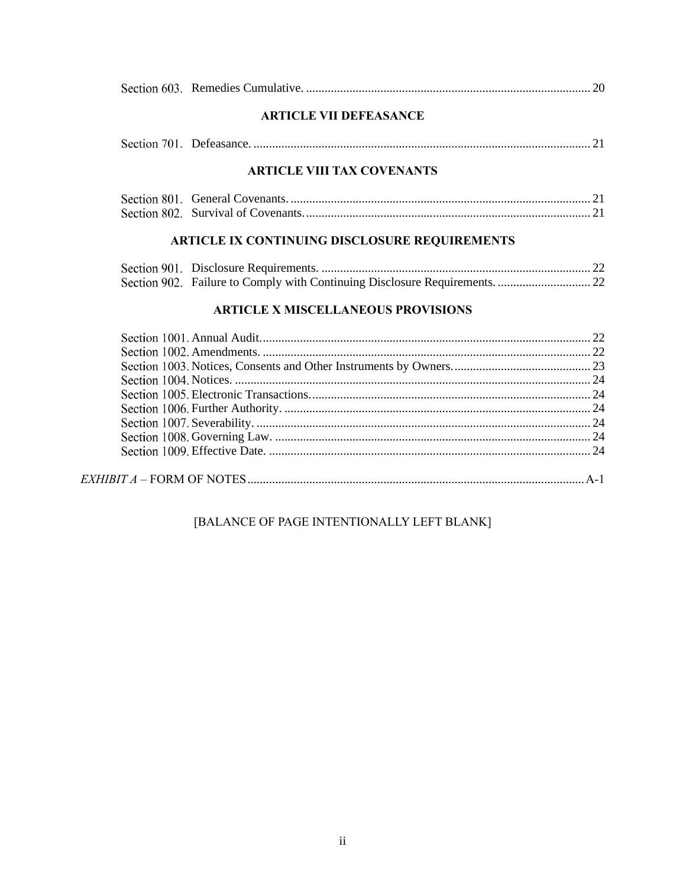Section 603. Remedies Cumulative. ........................................................................................... 20

**ARTICLE VII DEFEASANCE**

Section 701. Defeasance. ............................................................................................................ 21

**ARTICLE VIII TAX COVENANTS**

Section 801. General Covenants. ................................................................................................ 21
Section 802. Survival of Covenants. ........................................................................................... 21

**ARTICLE IX CONTINUING DISCLOSURE REQUIREMENTS**

Section 901. Disclosure Requirements. ...................................................................................... 22
Section 902. Failure to Comply with Continuing Disclosure Requirements. .............................. 22

**ARTICLE X MISCELLANEOUS PROVISIONS**

Section 1001. Annual Audit. ........................................................................................................ 22
Section 1002. Amendments. ........................................................................................................ 22
Section 1003. Notices, Consents and Other Instruments by Owners. ............................................ 23
Section 1004. Notices. ................................................................................................................. 24
Section 1005. Electronic Transactions. ......................................................................................... 24
Section 1006. Further Authority. .................................................................................................. 24
Section 1007. Severability. .......................................................................................................... 24
Section 1008. Governing Law. ..................................................................................................... 24
Section 1009. Effective Date. ....................................................................................................... 24

*EXHIBIT A* – FORM OF NOTES ............................................................................................... A-1

[BALANCE OF PAGE INTENTIONALLY LEFT BLANK]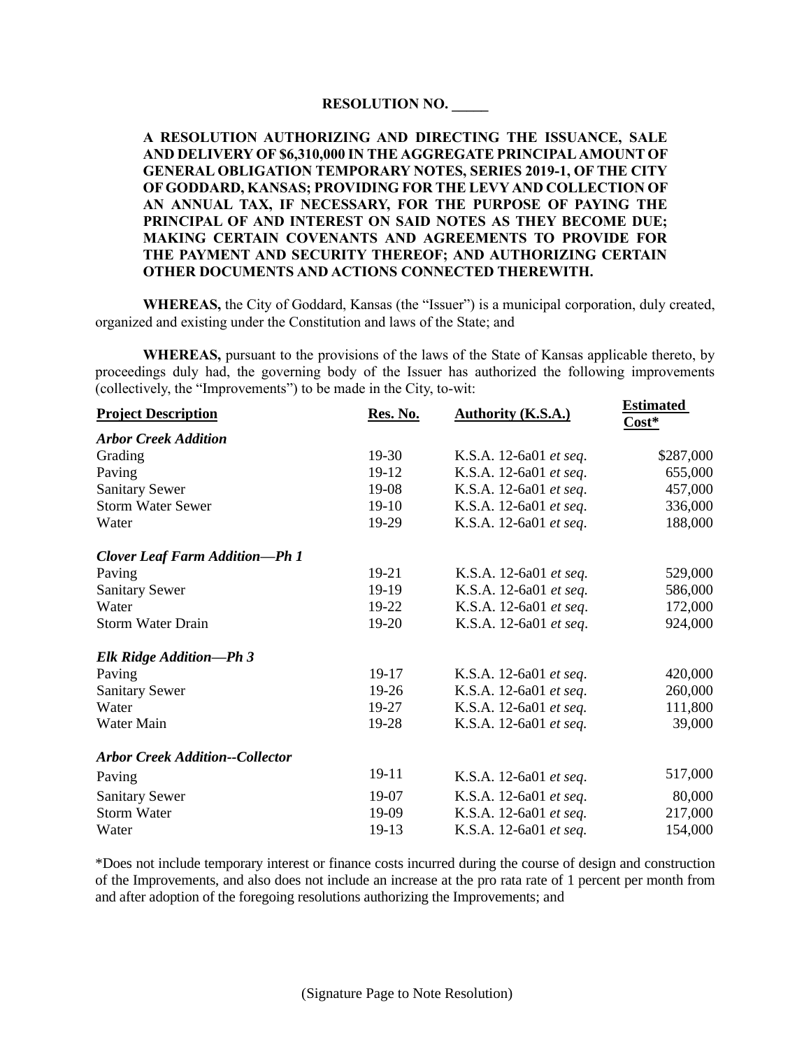**RESOLUTION NO. _____**

**A RESOLUTION AUTHORIZING AND DIRECTING THE ISSUANCE, SALE AND DELIVERY OF $6,310,000 IN THE AGGREGATE PRINCIPAL AMOUNT OF GENERAL OBLIGATION TEMPORARY NOTES, SERIES 2019-1, OF THE CITY OF GODDARD, KANSAS; PROVIDING FOR THE LEVY AND COLLECTION OF AN ANNUAL TAX, IF NECESSARY, FOR THE PURPOSE OF PAYING THE PRINCIPAL OF AND INTEREST ON SAID NOTES AS THEY BECOME DUE; MAKING CERTAIN COVENANTS AND AGREEMENTS TO PROVIDE FOR THE PAYMENT AND SECURITY THEREOF; AND AUTHORIZING CERTAIN OTHER DOCUMENTS AND ACTIONS CONNECTED THEREWITH.**

**WHEREAS,** the City of Goddard, Kansas (the "Issuer") is a municipal corporation, duly created, organized and existing under the Constitution and laws of the State; and

**WHEREAS,** pursuant to the provisions of the laws of the State of Kansas applicable thereto, by proceedings duly had, the governing body of the Issuer has authorized the following improvements (collectively, the "Improvements") to be made in the City, to-wit:

| Project Description | Res. No. | Authority (K.S.A.) | Estimated Cost* |
|---|---|---|---|
| ***Arbor Creek Addition*** | | | |
| Grading | 19-30 | K.S.A. 12-6a01 *et seq*. | $287,000 |
| Paving | 19-12 | K.S.A. 12-6a01 *et seq*. | 655,000 |
| Sanitary Sewer | 19-08 | K.S.A. 12-6a01 *et seq*. | 457,000 |
| Storm Water Sewer | 19-10 | K.S.A. 12-6a01 *et seq*. | 336,000 |
| Water | 19-29 | K.S.A. 12-6a01 *et seq*. | 188,000 |
| ***Clover Leaf Farm Addition—Ph 1*** | | | |
| Paving | 19-21 | K.S.A. 12-6a01 *et seq.* | 529,000 |
| Sanitary Sewer | 19-19 | K.S.A. 12-6a01 *et seq.* | 586,000 |
| Water | 19-22 | K.S.A. 12-6a01 *et seq.* | 172,000 |
| Storm Water Drain | 19-20 | K.S.A. 12-6a01 *et seq*. | 924,000 |
| ***Elk Ridge Addition—Ph 3*** | | | |
| Paving | 19-17 | K.S.A. 12-6a01 *et seq*. | 420,000 |
| Sanitary Sewer | 19-26 | K.S.A. 12-6a01 *et seq*. | 260,000 |
| Water | 19-27 | K.S.A. 12-6a01 *et seq.* | 111,800 |
| Water Main | 19-28 | K.S.A. 12-6a01 *et seq.* | 39,000 |
| ***Arbor Creek Addition--Collector*** | | | |
| Paving | 19-11 | K.S.A. 12-6a01 *et seq*. | 517,000 |
| Sanitary Sewer | 19-07 | K.S.A. 12-6a01 *et seq*. | 80,000 |
| Storm Water | 19-09 | K.S.A. 12-6a01 *et seq*. | 217,000 |
| Water | 19-13 | K.S.A. 12-6a01 *et seq.* | 154,000 |

*Does not include temporary interest or finance costs incurred during the course of design and construction of the Improvements, and also does not include an increase at the pro rata rate of 1 percent per month from and after adoption of the foregoing resolutions authorizing the Improvements; and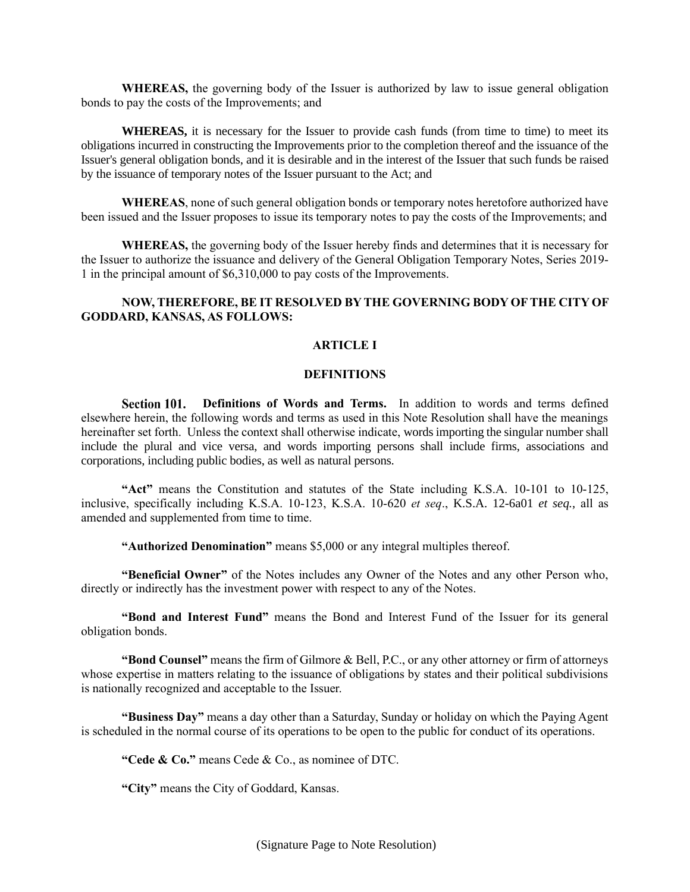**WHEREAS,** the governing body of the Issuer is authorized by law to issue general obligation bonds to pay the costs of the Improvements; and

**WHEREAS,** it is necessary for the Issuer to provide cash funds (from time to time) to meet its obligations incurred in constructing the Improvements prior to the completion thereof and the issuance of the Issuer's general obligation bonds, and it is desirable and in the interest of the Issuer that such funds be raised by the issuance of temporary notes of the Issuer pursuant to the Act; and

**WHEREAS**, none of such general obligation bonds or temporary notes heretofore authorized have been issued and the Issuer proposes to issue its temporary notes to pay the costs of the Improvements; and

**WHEREAS,** the governing body of the Issuer hereby finds and determines that it is necessary for the Issuer to authorize the issuance and delivery of the General Obligation Temporary Notes, Series 2019-1 in the principal amount of $6,310,000 to pay costs of the Improvements.

**NOW, THEREFORE, BE IT RESOLVED BY THE GOVERNING BODY OF THE CITY OF GODDARD, KANSAS, AS FOLLOWS:**

## ARTICLE I

## DEFINITIONS

**Section 101. Definitions of Words and Terms.** In addition to words and terms defined elsewhere herein, the following words and terms as used in this Note Resolution shall have the meanings hereinafter set forth. Unless the context shall otherwise indicate, words importing the singular number shall include the plural and vice versa, and words importing persons shall include firms, associations and corporations, including public bodies, as well as natural persons.

**"Act"** means the Constitution and statutes of the State including K.S.A. 10-101 to 10-125, inclusive, specifically including K.S.A. 10-123, K.S.A. 10-620 *et seq*., K.S.A. 12-6a01 *et seq.*, all as amended and supplemented from time to time.

**"Authorized Denomination"** means $5,000 or any integral multiples thereof.

**"Beneficial Owner"** of the Notes includes any Owner of the Notes and any other Person who, directly or indirectly has the investment power with respect to any of the Notes.

**"Bond and Interest Fund"** means the Bond and Interest Fund of the Issuer for its general obligation bonds.

**"Bond Counsel"** means the firm of Gilmore & Bell, P.C., or any other attorney or firm of attorneys whose expertise in matters relating to the issuance of obligations by states and their political subdivisions is nationally recognized and acceptable to the Issuer.

**"Business Day"** means a day other than a Saturday, Sunday or holiday on which the Paying Agent is scheduled in the normal course of its operations to be open to the public for conduct of its operations.

**"Cede & Co."** means Cede & Co., as nominee of DTC.

**"City"** means the City of Goddard, Kansas.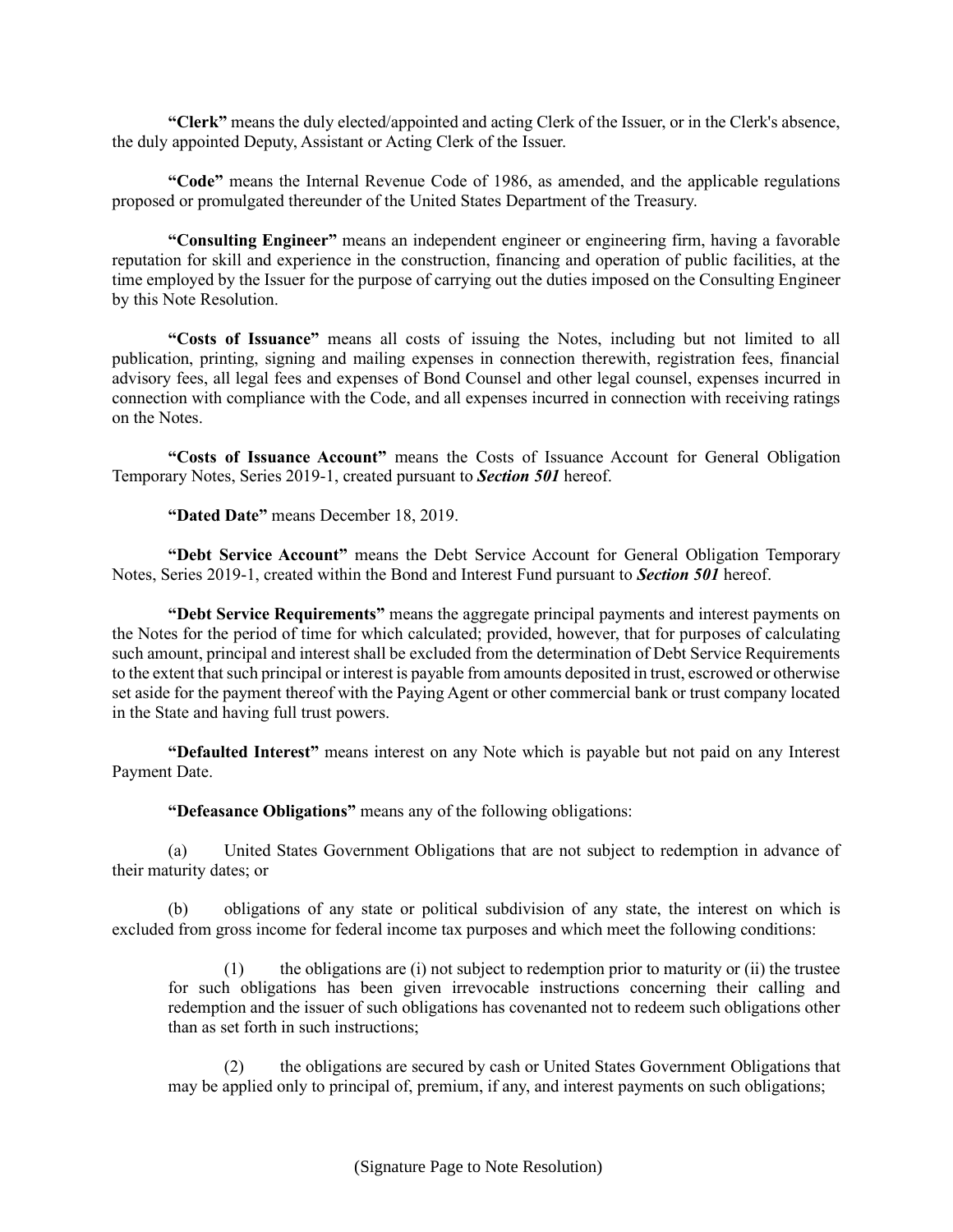**"Clerk"** means the duly elected/appointed and acting Clerk of the Issuer, or in the Clerk's absence, the duly appointed Deputy, Assistant or Acting Clerk of the Issuer.

**"Code"** means the Internal Revenue Code of 1986, as amended, and the applicable regulations proposed or promulgated thereunder of the United States Department of the Treasury.

**"Consulting Engineer"** means an independent engineer or engineering firm, having a favorable reputation for skill and experience in the construction, financing and operation of public facilities, at the time employed by the Issuer for the purpose of carrying out the duties imposed on the Consulting Engineer by this Note Resolution.

**"Costs of Issuance"** means all costs of issuing the Notes, including but not limited to all publication, printing, signing and mailing expenses in connection therewith, registration fees, financial advisory fees, all legal fees and expenses of Bond Counsel and other legal counsel, expenses incurred in connection with compliance with the Code, and all expenses incurred in connection with receiving ratings on the Notes.

**"Costs of Issuance Account"** means the Costs of Issuance Account for General Obligation Temporary Notes, Series 2019-1, created pursuant to ***Section 501*** hereof.

**"Dated Date"** means December 18, 2019.

**"Debt Service Account"** means the Debt Service Account for General Obligation Temporary Notes, Series 2019-1, created within the Bond and Interest Fund pursuant to ***Section 501*** hereof.

**"Debt Service Requirements"** means the aggregate principal payments and interest payments on the Notes for the period of time for which calculated; provided, however, that for purposes of calculating such amount, principal and interest shall be excluded from the determination of Debt Service Requirements to the extent that such principal or interest is payable from amounts deposited in trust, escrowed or otherwise set aside for the payment thereof with the Paying Agent or other commercial bank or trust company located in the State and having full trust powers.

**"Defaulted Interest"** means interest on any Note which is payable but not paid on any Interest Payment Date.

**"Defeasance Obligations"** means any of the following obligations:

(a) United States Government Obligations that are not subject to redemption in advance of their maturity dates; or

(b) obligations of any state or political subdivision of any state, the interest on which is excluded from gross income for federal income tax purposes and which meet the following conditions:

> (1) the obligations are (i) not subject to redemption prior to maturity or (ii) the trustee for such obligations has been given irrevocable instructions concerning their calling and redemption and the issuer of such obligations has covenanted not to redeem such obligations other than as set forth in such instructions;
>
> (2) the obligations are secured by cash or United States Government Obligations that may be applied only to principal of, premium, if any, and interest payments on such obligations;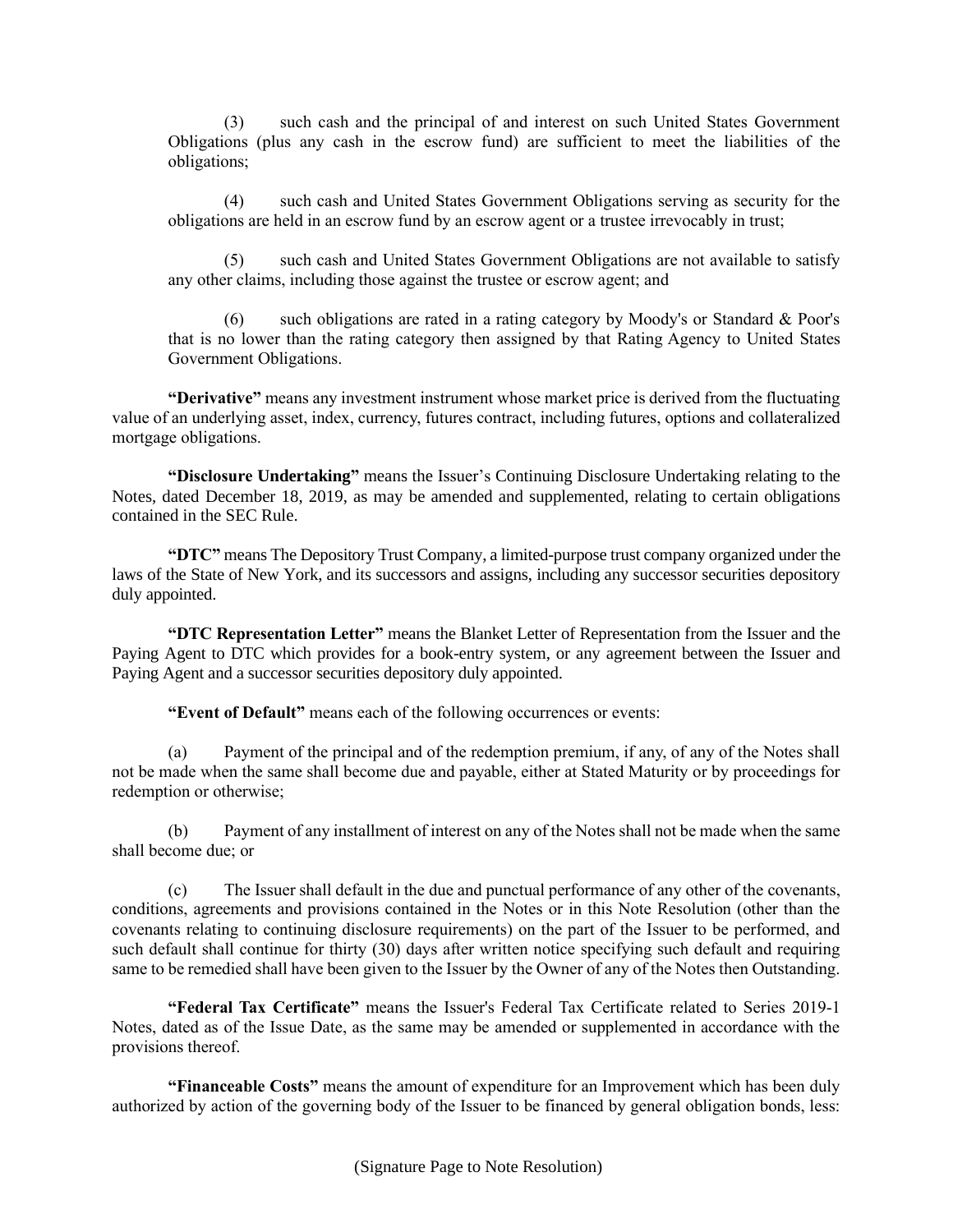(3) such cash and the principal of and interest on such United States Government Obligations (plus any cash in the escrow fund) are sufficient to meet the liabilities of the obligations;

(4) such cash and United States Government Obligations serving as security for the obligations are held in an escrow fund by an escrow agent or a trustee irrevocably in trust;

(5) such cash and United States Government Obligations are not available to satisfy any other claims, including those against the trustee or escrow agent; and

(6) such obligations are rated in a rating category by Moody's or Standard & Poor's that is no lower than the rating category then assigned by that Rating Agency to United States Government Obligations.

**"Derivative"** means any investment instrument whose market price is derived from the fluctuating value of an underlying asset, index, currency, futures contract, including futures, options and collateralized mortgage obligations.

**"Disclosure Undertaking"** means the Issuer's Continuing Disclosure Undertaking relating to the Notes, dated December 18, 2019, as may be amended and supplemented, relating to certain obligations contained in the SEC Rule.

**"DTC"** means The Depository Trust Company, a limited-purpose trust company organized under the laws of the State of New York, and its successors and assigns, including any successor securities depository duly appointed.

**"DTC Representation Letter"** means the Blanket Letter of Representation from the Issuer and the Paying Agent to DTC which provides for a book-entry system, or any agreement between the Issuer and Paying Agent and a successor securities depository duly appointed.

**"Event of Default"** means each of the following occurrences or events:

(a) Payment of the principal and of the redemption premium, if any, of any of the Notes shall not be made when the same shall become due and payable, either at Stated Maturity or by proceedings for redemption or otherwise;

(b) Payment of any installment of interest on any of the Notes shall not be made when the same shall become due; or

(c) The Issuer shall default in the due and punctual performance of any other of the covenants, conditions, agreements and provisions contained in the Notes or in this Note Resolution (other than the covenants relating to continuing disclosure requirements) on the part of the Issuer to be performed, and such default shall continue for thirty (30) days after written notice specifying such default and requiring same to be remedied shall have been given to the Issuer by the Owner of any of the Notes then Outstanding.

**"Federal Tax Certificate"** means the Issuer's Federal Tax Certificate related to Series 2019-1 Notes, dated as of the Issue Date, as the same may be amended or supplemented in accordance with the provisions thereof.

**"Financeable Costs"** means the amount of expenditure for an Improvement which has been duly authorized by action of the governing body of the Issuer to be financed by general obligation bonds, less: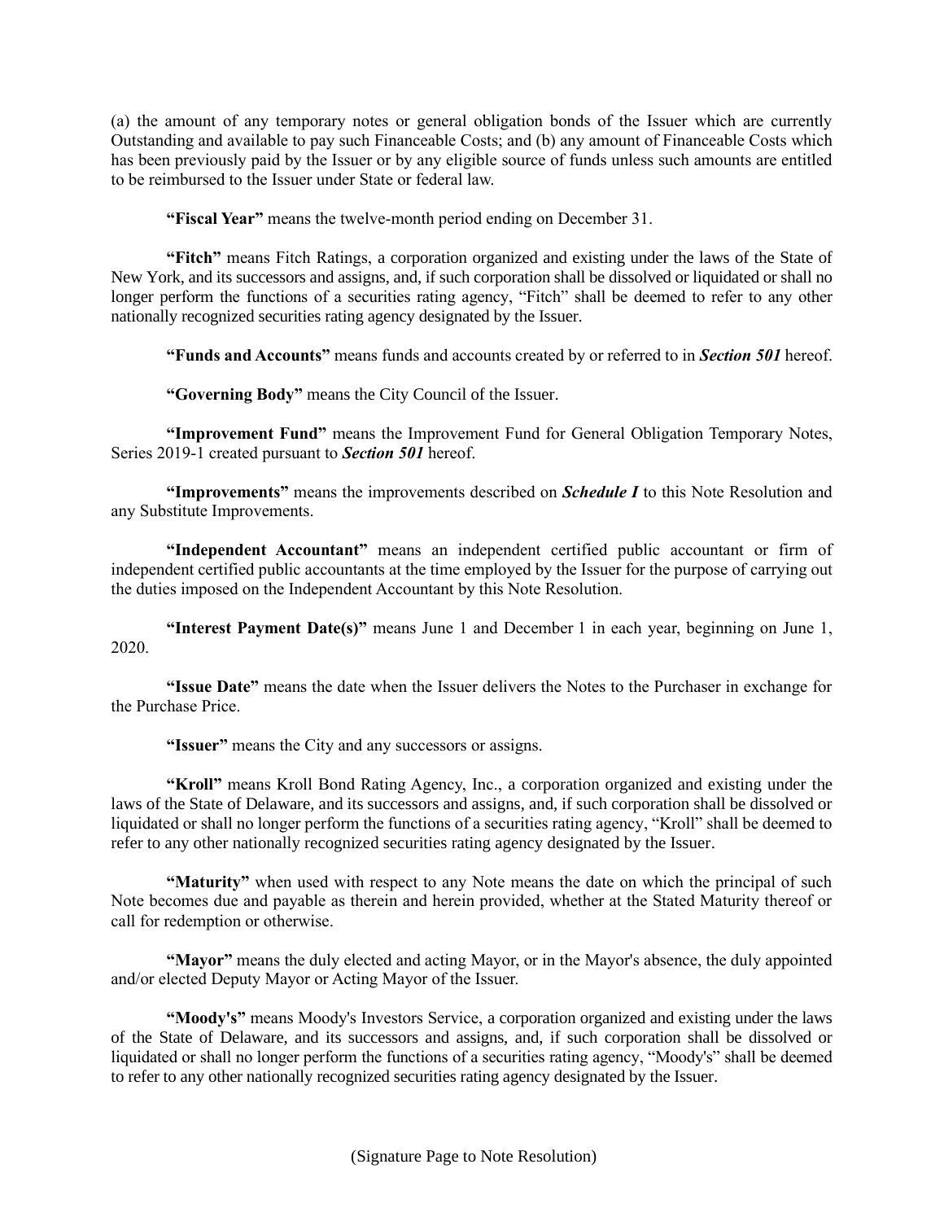(a) the amount of any temporary notes or general obligation bonds of the Issuer which are currently Outstanding and available to pay such Financeable Costs; and (b) any amount of Financeable Costs which has been previously paid by the Issuer or by any eligible source of funds unless such amounts are entitled to be reimbursed to the Issuer under State or federal law.

**"Fiscal Year"** means the twelve-month period ending on December 31.

**"Fitch"** means Fitch Ratings, a corporation organized and existing under the laws of the State of New York, and its successors and assigns, and, if such corporation shall be dissolved or liquidated or shall no longer perform the functions of a securities rating agency, "Fitch" shall be deemed to refer to any other nationally recognized securities rating agency designated by the Issuer.

**"Funds and Accounts"** means funds and accounts created by or referred to in ***Section 501*** hereof.

**"Governing Body"** means the City Council of the Issuer.

**"Improvement Fund"** means the Improvement Fund for General Obligation Temporary Notes, Series 2019-1 created pursuant to ***Section 501*** hereof.

**"Improvements"** means the improvements described on ***Schedule I*** to this Note Resolution and any Substitute Improvements.

**"Independent Accountant"** means an independent certified public accountant or firm of independent certified public accountants at the time employed by the Issuer for the purpose of carrying out the duties imposed on the Independent Accountant by this Note Resolution.

**"Interest Payment Date(s)"** means June 1 and December 1 in each year, beginning on June 1, 2020.

**"Issue Date"** means the date when the Issuer delivers the Notes to the Purchaser in exchange for the Purchase Price.

**"Issuer"** means the City and any successors or assigns.

**"Kroll"** means Kroll Bond Rating Agency, Inc., a corporation organized and existing under the laws of the State of Delaware, and its successors and assigns, and, if such corporation shall be dissolved or liquidated or shall no longer perform the functions of a securities rating agency, "Kroll" shall be deemed to refer to any other nationally recognized securities rating agency designated by the Issuer.

**"Maturity"** when used with respect to any Note means the date on which the principal of such Note becomes due and payable as therein and herein provided, whether at the Stated Maturity thereof or call for redemption or otherwise.

**"Mayor"** means the duly elected and acting Mayor, or in the Mayor's absence, the duly appointed and/or elected Deputy Mayor or Acting Mayor of the Issuer.

**"Moody's"** means Moody's Investors Service, a corporation organized and existing under the laws of the State of Delaware, and its successors and assigns, and, if such corporation shall be dissolved or liquidated or shall no longer perform the functions of a securities rating agency, "Moody's" shall be deemed to refer to any other nationally recognized securities rating agency designated by the Issuer.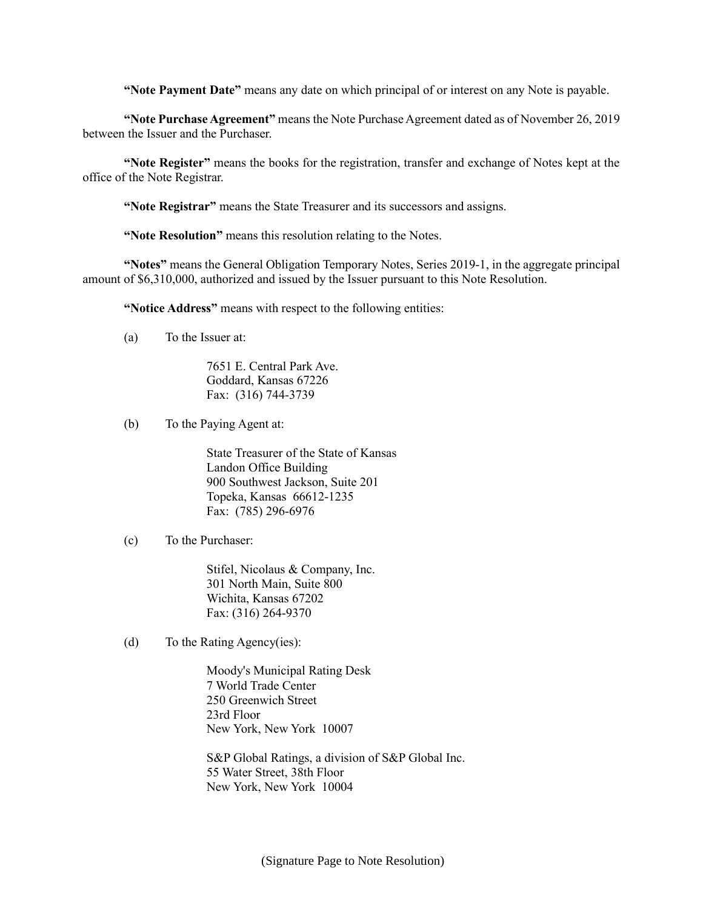**"Note Payment Date"** means any date on which principal of or interest on any Note is payable.

**"Note Purchase Agreement"** means the Note Purchase Agreement dated as of November 26, 2019 between the Issuer and the Purchaser.

**"Note Register"** means the books for the registration, transfer and exchange of Notes kept at the office of the Note Registrar.

**"Note Registrar"** means the State Treasurer and its successors and assigns.

**"Note Resolution"** means this resolution relating to the Notes.

**"Notes"** means the General Obligation Temporary Notes, Series 2019-1, in the aggregate principal amount of $6,310,000, authorized and issued by the Issuer pursuant to this Note Resolution.

**"Notice Address"** means with respect to the following entities:

(a) To the Issuer at:

> 7651 E. Central Park Ave.
> Goddard, Kansas 67226
> Fax: (316) 744-3739

(b) To the Paying Agent at:

> State Treasurer of the State of Kansas
> Landon Office Building
> 900 Southwest Jackson, Suite 201
> Topeka, Kansas 66612-1235
> Fax: (785) 296-6976

(c) To the Purchaser:

> Stifel, Nicolaus & Company, Inc.
> 301 North Main, Suite 800
> Wichita, Kansas 67202
> Fax: (316) 264-9370

(d) To the Rating Agency(ies):

> Moody's Municipal Rating Desk
> 7 World Trade Center
> 250 Greenwich Street
> 23rd Floor
> New York, New York 10007

> S&P Global Ratings, a division of S&P Global Inc.
> 55 Water Street, 38th Floor
> New York, New York 10004

(Signature Page to Note Resolution)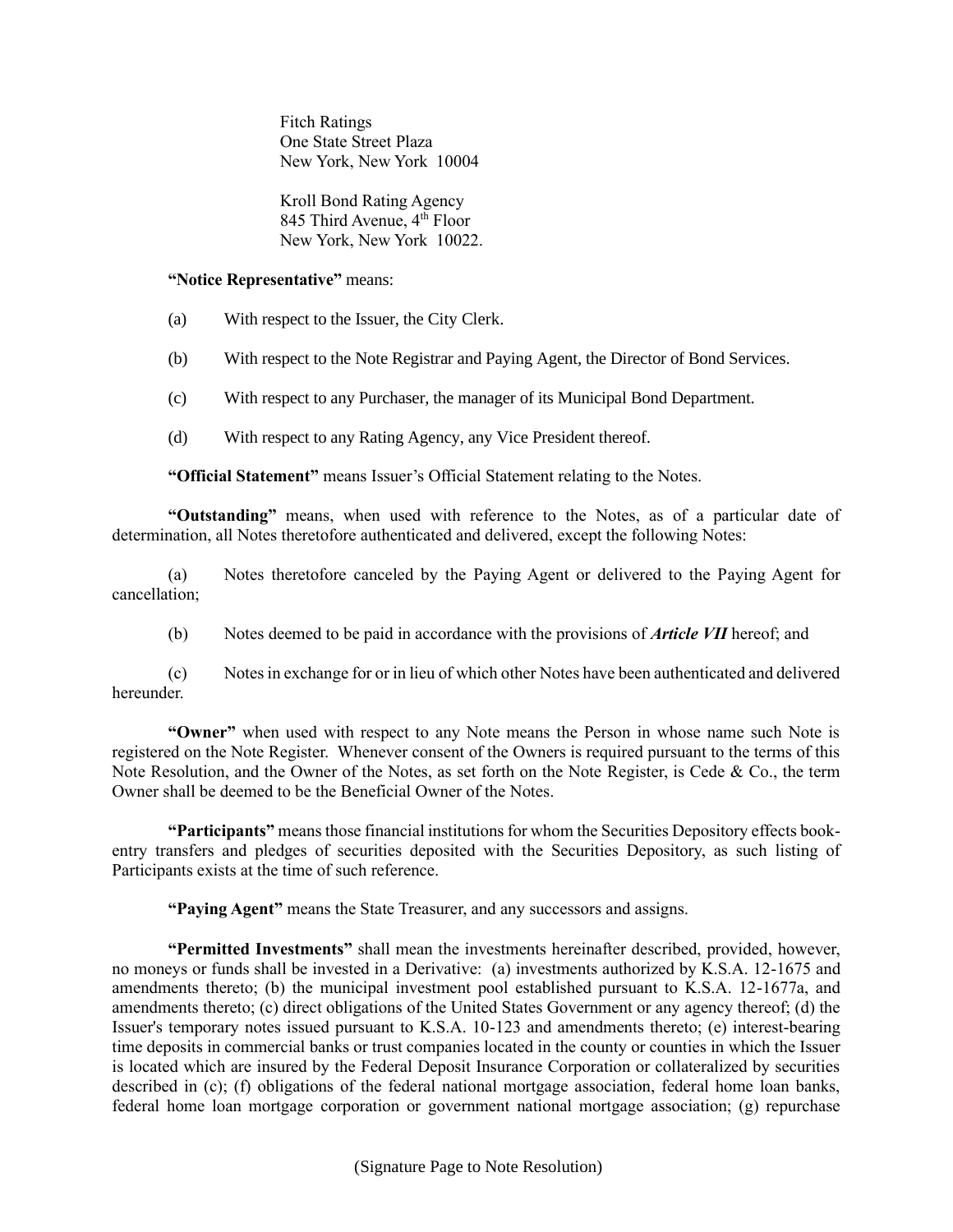Fitch Ratings
One State Street Plaza
New York, New York  10004

Kroll Bond Rating Agency
845 Third Avenue, 4th Floor
New York, New York  10022.

**"Notice Representative"** means:

(a) With respect to the Issuer, the City Clerk.

(b) With respect to the Note Registrar and Paying Agent, the Director of Bond Services.

(c) With respect to any Purchaser, the manager of its Municipal Bond Department.

(d) With respect to any Rating Agency, any Vice President thereof.

**"Official Statement"** means Issuer's Official Statement relating to the Notes.

**"Outstanding"** means, when used with reference to the Notes, as of a particular date of determination, all Notes theretofore authenticated and delivered, except the following Notes:

(a) Notes theretofore canceled by the Paying Agent or delivered to the Paying Agent for cancellation;

(b) Notes deemed to be paid in accordance with the provisions of ***Article VII*** hereof; and

(c) Notes in exchange for or in lieu of which other Notes have been authenticated and delivered hereunder.

**"Owner"** when used with respect to any Note means the Person in whose name such Note is registered on the Note Register. Whenever consent of the Owners is required pursuant to the terms of this Note Resolution, and the Owner of the Notes, as set forth on the Note Register, is Cede & Co., the term Owner shall be deemed to be the Beneficial Owner of the Notes.

**"Participants"** means those financial institutions for whom the Securities Depository effects book-entry transfers and pledges of securities deposited with the Securities Depository, as such listing of Participants exists at the time of such reference.

**"Paying Agent"** means the State Treasurer, and any successors and assigns.

**"Permitted Investments"** shall mean the investments hereinafter described, provided, however, no moneys or funds shall be invested in a Derivative: (a) investments authorized by K.S.A. 12-1675 and amendments thereto; (b) the municipal investment pool established pursuant to K.S.A. 12-1677a, and amendments thereto; (c) direct obligations of the United States Government or any agency thereof; (d) the Issuer's temporary notes issued pursuant to K.S.A. 10-123 and amendments thereto; (e) interest-bearing time deposits in commercial banks or trust companies located in the county or counties in which the Issuer is located which are insured by the Federal Deposit Insurance Corporation or collateralized by securities described in (c); (f) obligations of the federal national mortgage association, federal home loan banks, federal home loan mortgage corporation or government national mortgage association; (g) repurchase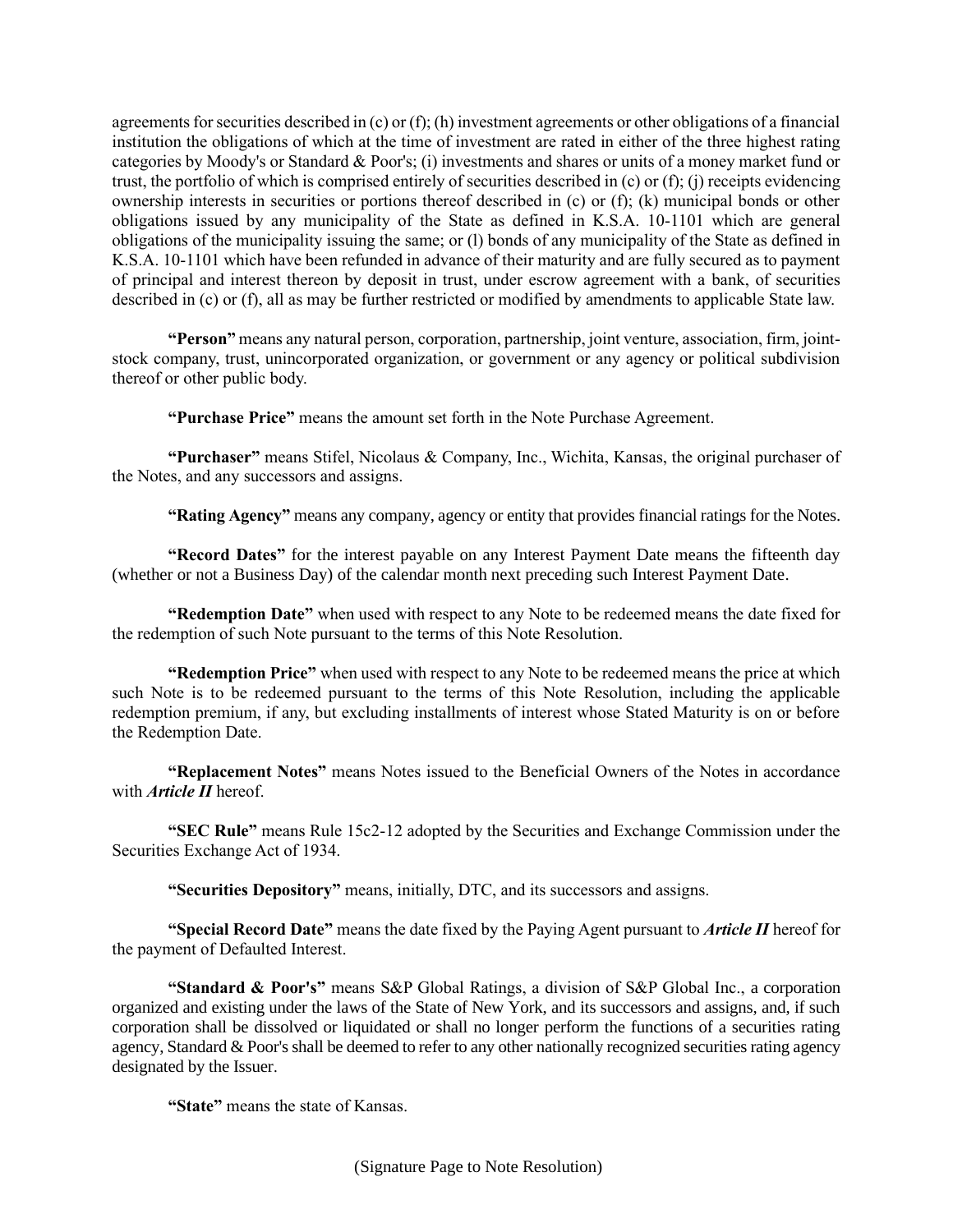agreements for securities described in (c) or (f); (h) investment agreements or other obligations of a financial institution the obligations of which at the time of investment are rated in either of the three highest rating categories by Moody's or Standard & Poor's; (i) investments and shares or units of a money market fund or trust, the portfolio of which is comprised entirely of securities described in (c) or (f); (j) receipts evidencing ownership interests in securities or portions thereof described in (c) or (f); (k) municipal bonds or other obligations issued by any municipality of the State as defined in K.S.A. 10-1101 which are general obligations of the municipality issuing the same; or (l) bonds of any municipality of the State as defined in K.S.A. 10-1101 which have been refunded in advance of their maturity and are fully secured as to payment of principal and interest thereon by deposit in trust, under escrow agreement with a bank, of securities described in (c) or (f), all as may be further restricted or modified by amendments to applicable State law.

**"Person"** means any natural person, corporation, partnership, joint venture, association, firm, joint-stock company, trust, unincorporated organization, or government or any agency or political subdivision thereof or other public body.

**"Purchase Price"** means the amount set forth in the Note Purchase Agreement.

**"Purchaser"** means Stifel, Nicolaus & Company, Inc., Wichita, Kansas, the original purchaser of the Notes, and any successors and assigns.

**"Rating Agency"** means any company, agency or entity that provides financial ratings for the Notes.

**"Record Dates"** for the interest payable on any Interest Payment Date means the fifteenth day (whether or not a Business Day) of the calendar month next preceding such Interest Payment Date.

**"Redemption Date"** when used with respect to any Note to be redeemed means the date fixed for the redemption of such Note pursuant to the terms of this Note Resolution.

**"Redemption Price"** when used with respect to any Note to be redeemed means the price at which such Note is to be redeemed pursuant to the terms of this Note Resolution, including the applicable redemption premium, if any, but excluding installments of interest whose Stated Maturity is on or before the Redemption Date.

**"Replacement Notes"** means Notes issued to the Beneficial Owners of the Notes in accordance with ***Article II*** hereof.

**"SEC Rule"** means Rule 15c2-12 adopted by the Securities and Exchange Commission under the Securities Exchange Act of 1934.

**"Securities Depository"** means, initially, DTC, and its successors and assigns.

**"Special Record Date"** means the date fixed by the Paying Agent pursuant to ***Article II*** hereof for the payment of Defaulted Interest.

**"Standard & Poor's"** means S&P Global Ratings, a division of S&P Global Inc., a corporation organized and existing under the laws of the State of New York, and its successors and assigns, and, if such corporation shall be dissolved or liquidated or shall no longer perform the functions of a securities rating agency, Standard & Poor's shall be deemed to refer to any other nationally recognized securities rating agency designated by the Issuer.

**"State"** means the state of Kansas.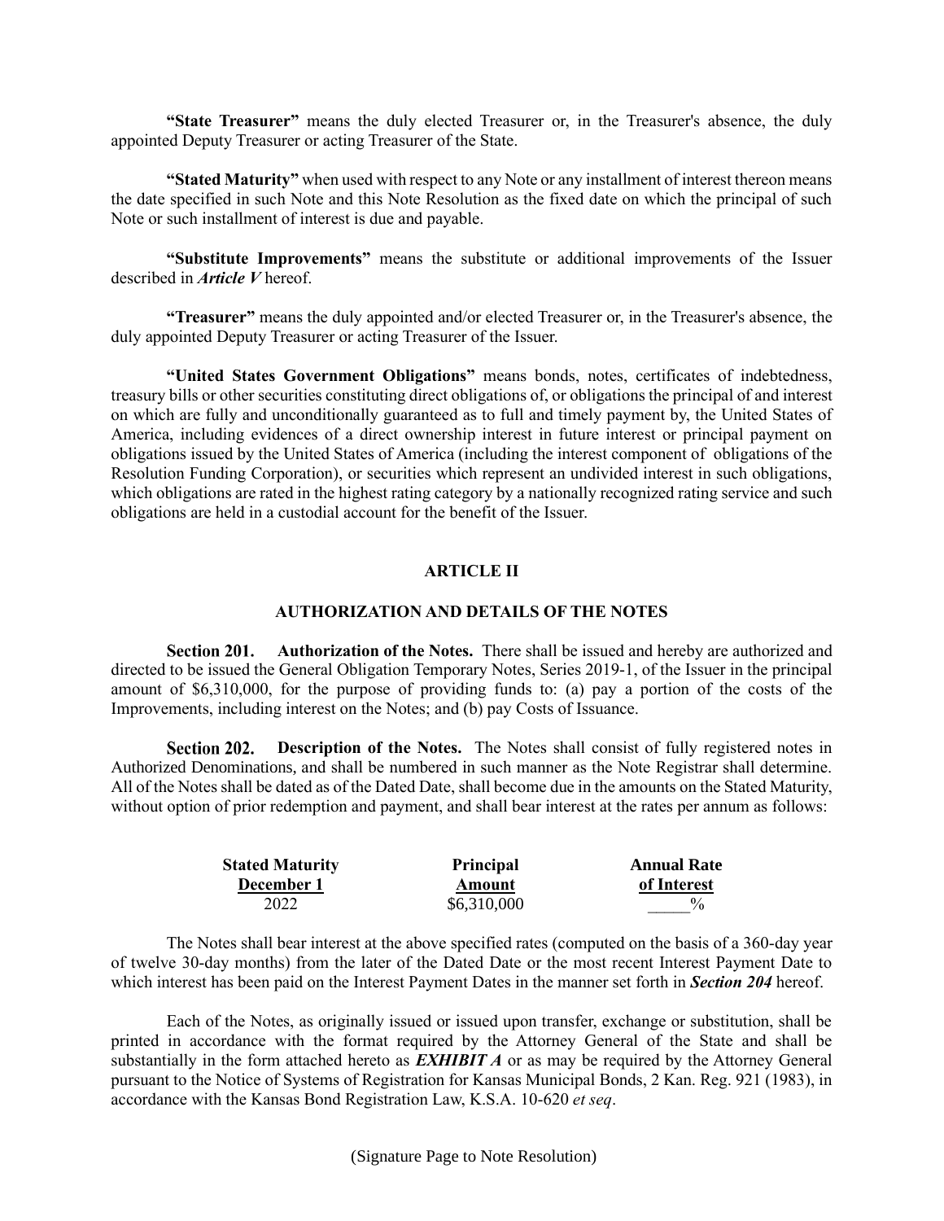**"State Treasurer"** means the duly elected Treasurer or, in the Treasurer's absence, the duly appointed Deputy Treasurer or acting Treasurer of the State.

**"Stated Maturity"** when used with respect to any Note or any installment of interest thereon means the date specified in such Note and this Note Resolution as the fixed date on which the principal of such Note or such installment of interest is due and payable.

**"Substitute Improvements"** means the substitute or additional improvements of the Issuer described in ***Article V*** hereof.

**"Treasurer"** means the duly appointed and/or elected Treasurer or, in the Treasurer's absence, the duly appointed Deputy Treasurer or acting Treasurer of the Issuer.

**"United States Government Obligations"** means bonds, notes, certificates of indebtedness, treasury bills or other securities constituting direct obligations of, or obligations the principal of and interest on which are fully and unconditionally guaranteed as to full and timely payment by, the United States of America, including evidences of a direct ownership interest in future interest or principal payment on obligations issued by the United States of America (including the interest component of obligations of the Resolution Funding Corporation), or securities which represent an undivided interest in such obligations, which obligations are rated in the highest rating category by a nationally recognized rating service and such obligations are held in a custodial account for the benefit of the Issuer.

## ARTICLE II

## AUTHORIZATION AND DETAILS OF THE NOTES

**Section 201. Authorization of the Notes.** There shall be issued and hereby are authorized and directed to be issued the General Obligation Temporary Notes, Series 2019-1, of the Issuer in the principal amount of $6,310,000, for the purpose of providing funds to: (a) pay a portion of the costs of the Improvements, including interest on the Notes; and (b) pay Costs of Issuance.

**Section 202. Description of the Notes.** The Notes shall consist of fully registered notes in Authorized Denominations, and shall be numbered in such manner as the Note Registrar shall determine. All of the Notes shall be dated as of the Dated Date, shall become due in the amounts on the Stated Maturity, without option of prior redemption and payment, and shall bear interest at the rates per annum as follows:

| Stated Maturity December 1 | Principal Amount | Annual Rate of Interest |
|---|---|---|
| 2022 | $6,310,000 | _____% |

The Notes shall bear interest at the above specified rates (computed on the basis of a 360-day year of twelve 30-day months) from the later of the Dated Date or the most recent Interest Payment Date to which interest has been paid on the Interest Payment Dates in the manner set forth in ***Section 204*** hereof.

Each of the Notes, as originally issued or issued upon transfer, exchange or substitution, shall be printed in accordance with the format required by the Attorney General of the State and shall be substantially in the form attached hereto as ***EXHIBIT A*** or as may be required by the Attorney General pursuant to the Notice of Systems of Registration for Kansas Municipal Bonds, 2 Kan. Reg. 921 (1983), in accordance with the Kansas Bond Registration Law, K.S.A. 10-620 *et seq*.

(Signature Page to Note Resolution)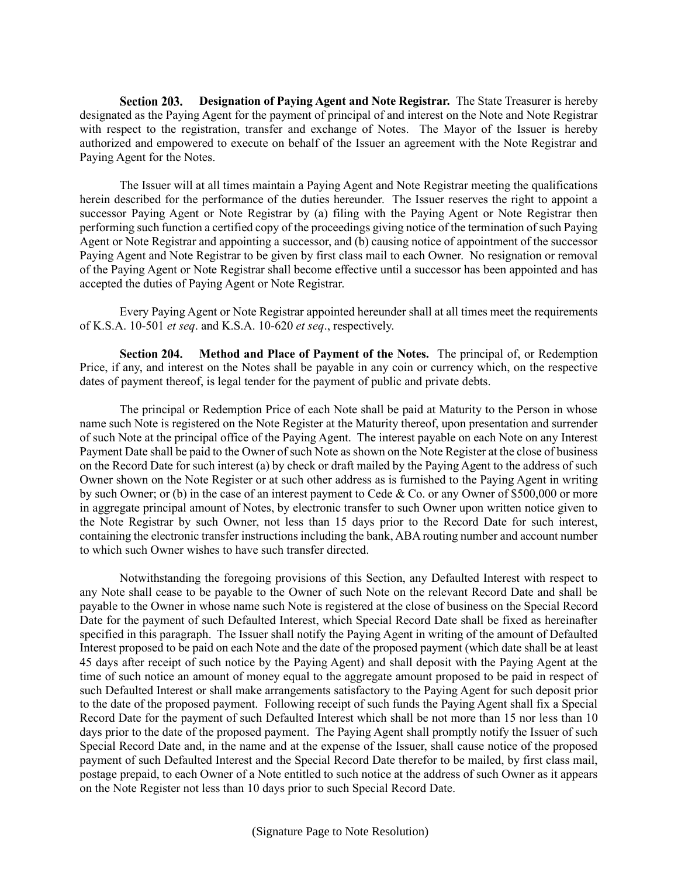**Section 203. Designation of Paying Agent and Note Registrar.** The State Treasurer is hereby designated as the Paying Agent for the payment of principal of and interest on the Note and Note Registrar with respect to the registration, transfer and exchange of Notes. The Mayor of the Issuer is hereby authorized and empowered to execute on behalf of the Issuer an agreement with the Note Registrar and Paying Agent for the Notes.

The Issuer will at all times maintain a Paying Agent and Note Registrar meeting the qualifications herein described for the performance of the duties hereunder. The Issuer reserves the right to appoint a successor Paying Agent or Note Registrar by (a) filing with the Paying Agent or Note Registrar then performing such function a certified copy of the proceedings giving notice of the termination of such Paying Agent or Note Registrar and appointing a successor, and (b) causing notice of appointment of the successor Paying Agent and Note Registrar to be given by first class mail to each Owner. No resignation or removal of the Paying Agent or Note Registrar shall become effective until a successor has been appointed and has accepted the duties of Paying Agent or Note Registrar.

Every Paying Agent or Note Registrar appointed hereunder shall at all times meet the requirements of K.S.A. 10-501 *et seq*. and K.S.A. 10-620 *et seq*., respectively.

**Section 204. Method and Place of Payment of the Notes.** The principal of, or Redemption Price, if any, and interest on the Notes shall be payable in any coin or currency which, on the respective dates of payment thereof, is legal tender for the payment of public and private debts.

The principal or Redemption Price of each Note shall be paid at Maturity to the Person in whose name such Note is registered on the Note Register at the Maturity thereof, upon presentation and surrender of such Note at the principal office of the Paying Agent. The interest payable on each Note on any Interest Payment Date shall be paid to the Owner of such Note as shown on the Note Register at the close of business on the Record Date for such interest (a) by check or draft mailed by the Paying Agent to the address of such Owner shown on the Note Register or at such other address as is furnished to the Paying Agent in writing by such Owner; or (b) in the case of an interest payment to Cede & Co. or any Owner of $500,000 or more in aggregate principal amount of Notes, by electronic transfer to such Owner upon written notice given to the Note Registrar by such Owner, not less than 15 days prior to the Record Date for such interest, containing the electronic transfer instructions including the bank, ABA routing number and account number to which such Owner wishes to have such transfer directed.

Notwithstanding the foregoing provisions of this Section, any Defaulted Interest with respect to any Note shall cease to be payable to the Owner of such Note on the relevant Record Date and shall be payable to the Owner in whose name such Note is registered at the close of business on the Special Record Date for the payment of such Defaulted Interest, which Special Record Date shall be fixed as hereinafter specified in this paragraph. The Issuer shall notify the Paying Agent in writing of the amount of Defaulted Interest proposed to be paid on each Note and the date of the proposed payment (which date shall be at least 45 days after receipt of such notice by the Paying Agent) and shall deposit with the Paying Agent at the time of such notice an amount of money equal to the aggregate amount proposed to be paid in respect of such Defaulted Interest or shall make arrangements satisfactory to the Paying Agent for such deposit prior to the date of the proposed payment. Following receipt of such funds the Paying Agent shall fix a Special Record Date for the payment of such Defaulted Interest which shall be not more than 15 nor less than 10 days prior to the date of the proposed payment. The Paying Agent shall promptly notify the Issuer of such Special Record Date and, in the name and at the expense of the Issuer, shall cause notice of the proposed payment of such Defaulted Interest and the Special Record Date therefor to be mailed, by first class mail, postage prepaid, to each Owner of a Note entitled to such notice at the address of such Owner as it appears on the Note Register not less than 10 days prior to such Special Record Date.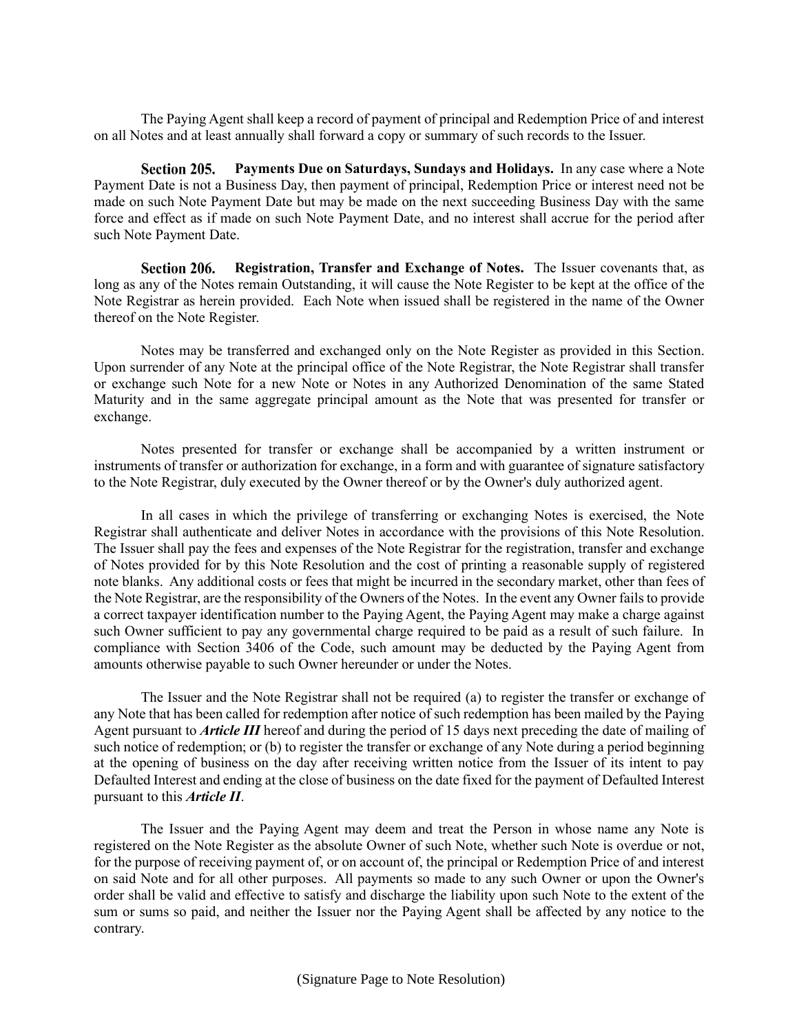The Paying Agent shall keep a record of payment of principal and Redemption Price of and interest on all Notes and at least annually shall forward a copy or summary of such records to the Issuer.

**Section 205. Payments Due on Saturdays, Sundays and Holidays.** In any case where a Note Payment Date is not a Business Day, then payment of principal, Redemption Price or interest need not be made on such Note Payment Date but may be made on the next succeeding Business Day with the same force and effect as if made on such Note Payment Date, and no interest shall accrue for the period after such Note Payment Date.

**Section 206. Registration, Transfer and Exchange of Notes.** The Issuer covenants that, as long as any of the Notes remain Outstanding, it will cause the Note Register to be kept at the office of the Note Registrar as herein provided. Each Note when issued shall be registered in the name of the Owner thereof on the Note Register.

Notes may be transferred and exchanged only on the Note Register as provided in this Section. Upon surrender of any Note at the principal office of the Note Registrar, the Note Registrar shall transfer or exchange such Note for a new Note or Notes in any Authorized Denomination of the same Stated Maturity and in the same aggregate principal amount as the Note that was presented for transfer or exchange.

Notes presented for transfer or exchange shall be accompanied by a written instrument or instruments of transfer or authorization for exchange, in a form and with guarantee of signature satisfactory to the Note Registrar, duly executed by the Owner thereof or by the Owner's duly authorized agent.

In all cases in which the privilege of transferring or exchanging Notes is exercised, the Note Registrar shall authenticate and deliver Notes in accordance with the provisions of this Note Resolution. The Issuer shall pay the fees and expenses of the Note Registrar for the registration, transfer and exchange of Notes provided for by this Note Resolution and the cost of printing a reasonable supply of registered note blanks. Any additional costs or fees that might be incurred in the secondary market, other than fees of the Note Registrar, are the responsibility of the Owners of the Notes. In the event any Owner fails to provide a correct taxpayer identification number to the Paying Agent, the Paying Agent may make a charge against such Owner sufficient to pay any governmental charge required to be paid as a result of such failure. In compliance with Section 3406 of the Code, such amount may be deducted by the Paying Agent from amounts otherwise payable to such Owner hereunder or under the Notes.

The Issuer and the Note Registrar shall not be required (a) to register the transfer or exchange of any Note that has been called for redemption after notice of such redemption has been mailed by the Paying Agent pursuant to ***Article III*** hereof and during the period of 15 days next preceding the date of mailing of such notice of redemption; or (b) to register the transfer or exchange of any Note during a period beginning at the opening of business on the day after receiving written notice from the Issuer of its intent to pay Defaulted Interest and ending at the close of business on the date fixed for the payment of Defaulted Interest pursuant to this ***Article II***.

The Issuer and the Paying Agent may deem and treat the Person in whose name any Note is registered on the Note Register as the absolute Owner of such Note, whether such Note is overdue or not, for the purpose of receiving payment of, or on account of, the principal or Redemption Price of and interest on said Note and for all other purposes. All payments so made to any such Owner or upon the Owner's order shall be valid and effective to satisfy and discharge the liability upon such Note to the extent of the sum or sums so paid, and neither the Issuer nor the Paying Agent shall be affected by any notice to the contrary.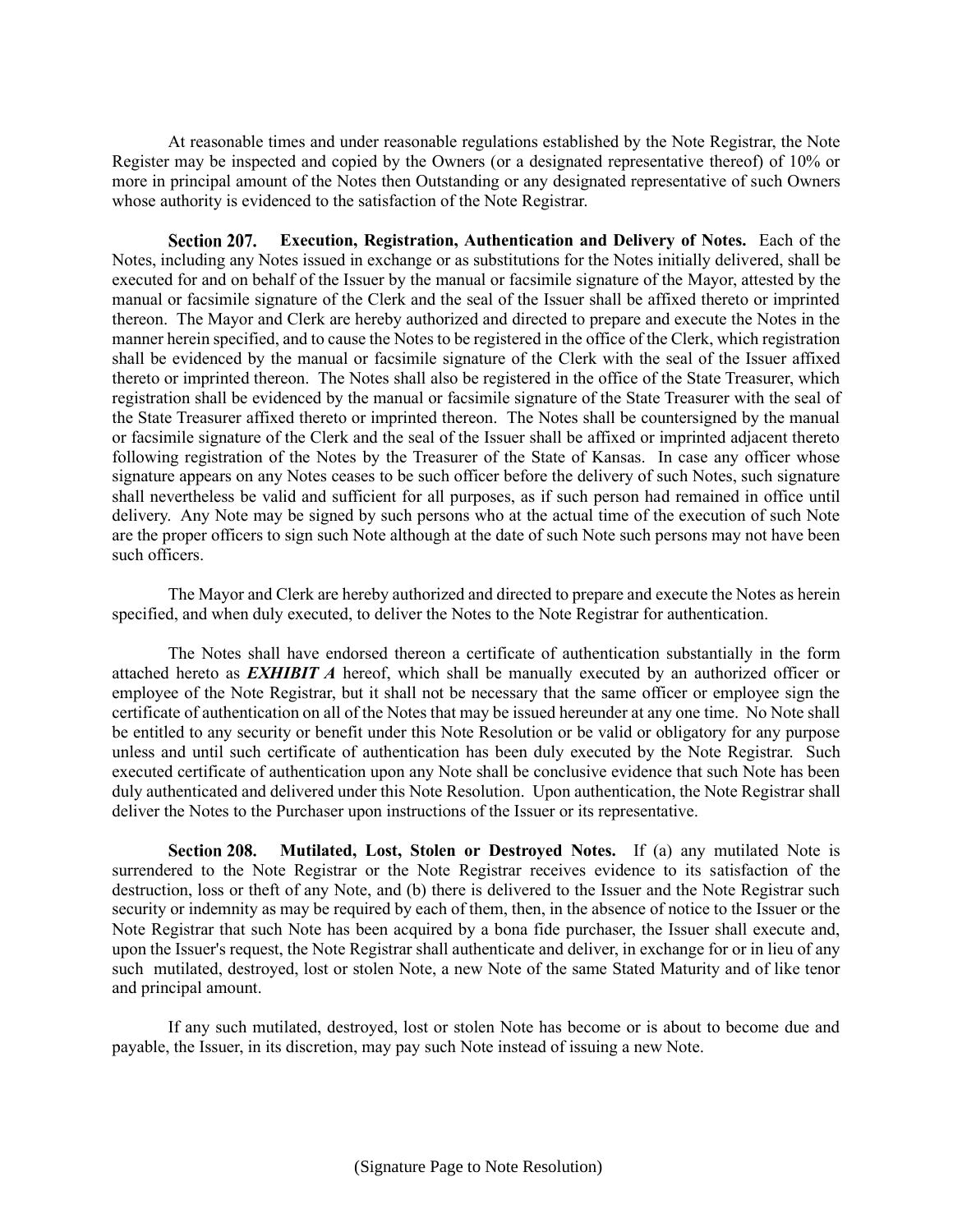At reasonable times and under reasonable regulations established by the Note Registrar, the Note Register may be inspected and copied by the Owners (or a designated representative thereof) of 10% or more in principal amount of the Notes then Outstanding or any designated representative of such Owners whose authority is evidenced to the satisfaction of the Note Registrar.

**Section 207. Execution, Registration, Authentication and Delivery of Notes.** Each of the Notes, including any Notes issued in exchange or as substitutions for the Notes initially delivered, shall be executed for and on behalf of the Issuer by the manual or facsimile signature of the Mayor, attested by the manual or facsimile signature of the Clerk and the seal of the Issuer shall be affixed thereto or imprinted thereon. The Mayor and Clerk are hereby authorized and directed to prepare and execute the Notes in the manner herein specified, and to cause the Notes to be registered in the office of the Clerk, which registration shall be evidenced by the manual or facsimile signature of the Clerk with the seal of the Issuer affixed thereto or imprinted thereon. The Notes shall also be registered in the office of the State Treasurer, which registration shall be evidenced by the manual or facsimile signature of the State Treasurer with the seal of the State Treasurer affixed thereto or imprinted thereon. The Notes shall be countersigned by the manual or facsimile signature of the Clerk and the seal of the Issuer shall be affixed or imprinted adjacent thereto following registration of the Notes by the Treasurer of the State of Kansas. In case any officer whose signature appears on any Notes ceases to be such officer before the delivery of such Notes, such signature shall nevertheless be valid and sufficient for all purposes, as if such person had remained in office until delivery. Any Note may be signed by such persons who at the actual time of the execution of such Note are the proper officers to sign such Note although at the date of such Note such persons may not have been such officers.

The Mayor and Clerk are hereby authorized and directed to prepare and execute the Notes as herein specified, and when duly executed, to deliver the Notes to the Note Registrar for authentication.

The Notes shall have endorsed thereon a certificate of authentication substantially in the form attached hereto as ***EXHIBIT A*** hereof, which shall be manually executed by an authorized officer or employee of the Note Registrar, but it shall not be necessary that the same officer or employee sign the certificate of authentication on all of the Notes that may be issued hereunder at any one time. No Note shall be entitled to any security or benefit under this Note Resolution or be valid or obligatory for any purpose unless and until such certificate of authentication has been duly executed by the Note Registrar. Such executed certificate of authentication upon any Note shall be conclusive evidence that such Note has been duly authenticated and delivered under this Note Resolution. Upon authentication, the Note Registrar shall deliver the Notes to the Purchaser upon instructions of the Issuer or its representative.

**Section 208. Mutilated, Lost, Stolen or Destroyed Notes.** If (a) any mutilated Note is surrendered to the Note Registrar or the Note Registrar receives evidence to its satisfaction of the destruction, loss or theft of any Note, and (b) there is delivered to the Issuer and the Note Registrar such security or indemnity as may be required by each of them, then, in the absence of notice to the Issuer or the Note Registrar that such Note has been acquired by a bona fide purchaser, the Issuer shall execute and, upon the Issuer's request, the Note Registrar shall authenticate and deliver, in exchange for or in lieu of any such mutilated, destroyed, lost or stolen Note, a new Note of the same Stated Maturity and of like tenor and principal amount.

If any such mutilated, destroyed, lost or stolen Note has become or is about to become due and payable, the Issuer, in its discretion, may pay such Note instead of issuing a new Note.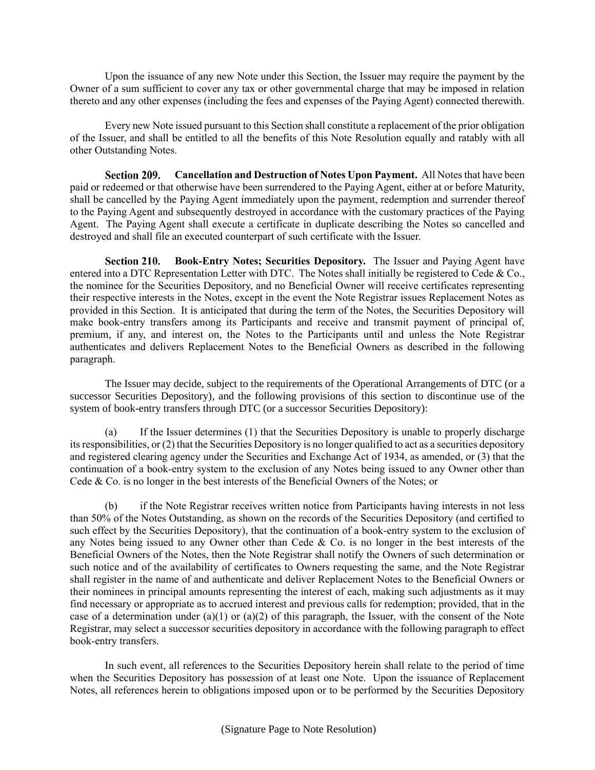Upon the issuance of any new Note under this Section, the Issuer may require the payment by the Owner of a sum sufficient to cover any tax or other governmental charge that may be imposed in relation thereto and any other expenses (including the fees and expenses of the Paying Agent) connected therewith.

Every new Note issued pursuant to this Section shall constitute a replacement of the prior obligation of the Issuer, and shall be entitled to all the benefits of this Note Resolution equally and ratably with all other Outstanding Notes.

**Section 209. Cancellation and Destruction of Notes Upon Payment.** All Notes that have been paid or redeemed or that otherwise have been surrendered to the Paying Agent, either at or before Maturity, shall be cancelled by the Paying Agent immediately upon the payment, redemption and surrender thereof to the Paying Agent and subsequently destroyed in accordance with the customary practices of the Paying Agent. The Paying Agent shall execute a certificate in duplicate describing the Notes so cancelled and destroyed and shall file an executed counterpart of such certificate with the Issuer.

**Section 210. Book-Entry Notes; Securities Depository.** The Issuer and Paying Agent have entered into a DTC Representation Letter with DTC. The Notes shall initially be registered to Cede & Co., the nominee for the Securities Depository, and no Beneficial Owner will receive certificates representing their respective interests in the Notes, except in the event the Note Registrar issues Replacement Notes as provided in this Section. It is anticipated that during the term of the Notes, the Securities Depository will make book-entry transfers among its Participants and receive and transmit payment of principal of, premium, if any, and interest on, the Notes to the Participants until and unless the Note Registrar authenticates and delivers Replacement Notes to the Beneficial Owners as described in the following paragraph.

The Issuer may decide, subject to the requirements of the Operational Arrangements of DTC (or a successor Securities Depository), and the following provisions of this section to discontinue use of the system of book-entry transfers through DTC (or a successor Securities Depository):

(a) If the Issuer determines (1) that the Securities Depository is unable to properly discharge its responsibilities, or (2) that the Securities Depository is no longer qualified to act as a securities depository and registered clearing agency under the Securities and Exchange Act of 1934, as amended, or (3) that the continuation of a book-entry system to the exclusion of any Notes being issued to any Owner other than Cede & Co. is no longer in the best interests of the Beneficial Owners of the Notes; or

(b) if the Note Registrar receives written notice from Participants having interests in not less than 50% of the Notes Outstanding, as shown on the records of the Securities Depository (and certified to such effect by the Securities Depository), that the continuation of a book-entry system to the exclusion of any Notes being issued to any Owner other than Cede & Co. is no longer in the best interests of the Beneficial Owners of the Notes, then the Note Registrar shall notify the Owners of such determination or such notice and of the availability of certificates to Owners requesting the same, and the Note Registrar shall register in the name of and authenticate and deliver Replacement Notes to the Beneficial Owners or their nominees in principal amounts representing the interest of each, making such adjustments as it may find necessary or appropriate as to accrued interest and previous calls for redemption; provided, that in the case of a determination under (a)(1) or (a)(2) of this paragraph, the Issuer, with the consent of the Note Registrar, may select a successor securities depository in accordance with the following paragraph to effect book-entry transfers.

In such event, all references to the Securities Depository herein shall relate to the period of time when the Securities Depository has possession of at least one Note. Upon the issuance of Replacement Notes, all references herein to obligations imposed upon or to be performed by the Securities Depository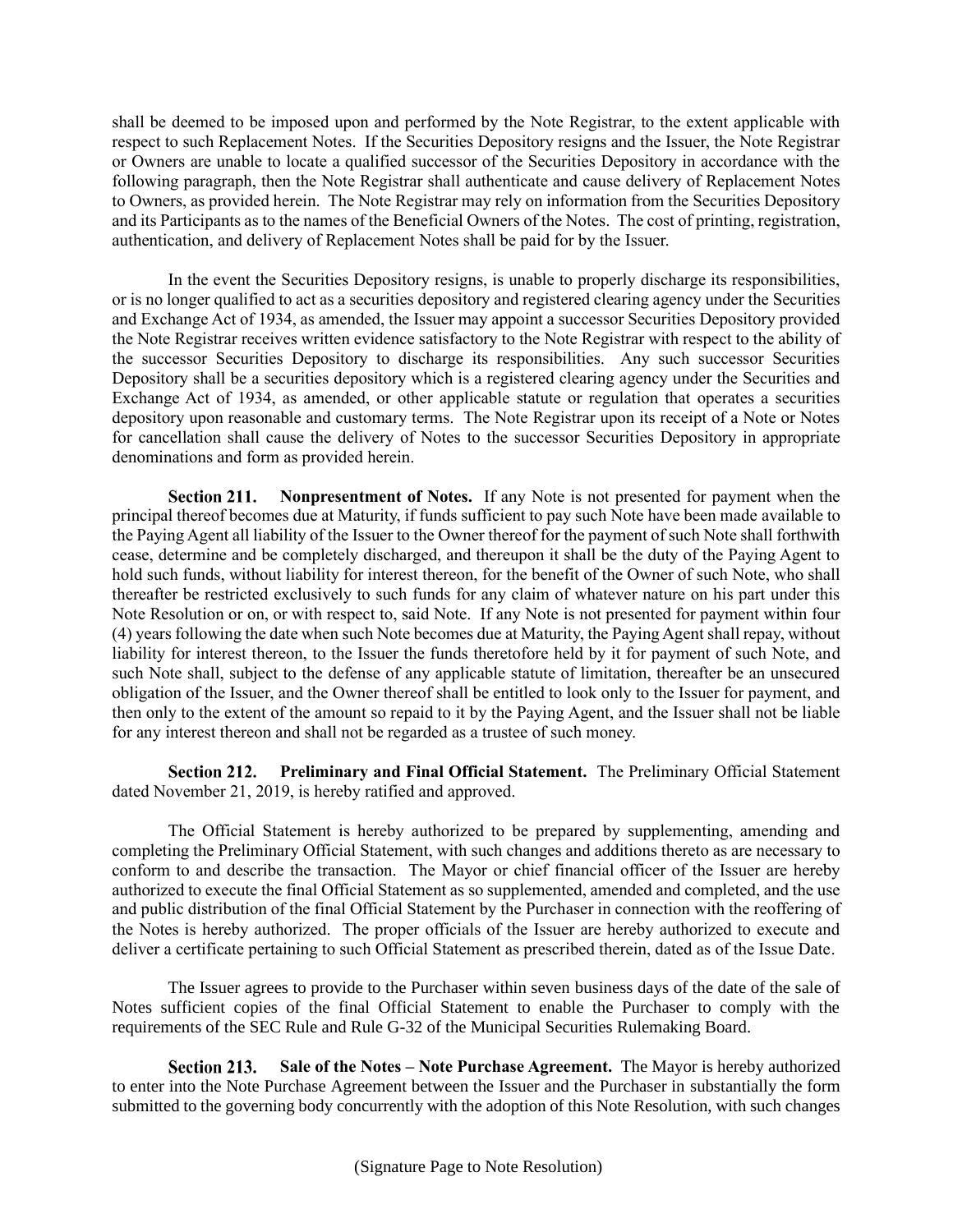shall be deemed to be imposed upon and performed by the Note Registrar, to the extent applicable with respect to such Replacement Notes. If the Securities Depository resigns and the Issuer, the Note Registrar or Owners are unable to locate a qualified successor of the Securities Depository in accordance with the following paragraph, then the Note Registrar shall authenticate and cause delivery of Replacement Notes to Owners, as provided herein. The Note Registrar may rely on information from the Securities Depository and its Participants as to the names of the Beneficial Owners of the Notes. The cost of printing, registration, authentication, and delivery of Replacement Notes shall be paid for by the Issuer.

In the event the Securities Depository resigns, is unable to properly discharge its responsibilities, or is no longer qualified to act as a securities depository and registered clearing agency under the Securities and Exchange Act of 1934, as amended, the Issuer may appoint a successor Securities Depository provided the Note Registrar receives written evidence satisfactory to the Note Registrar with respect to the ability of the successor Securities Depository to discharge its responsibilities. Any such successor Securities Depository shall be a securities depository which is a registered clearing agency under the Securities and Exchange Act of 1934, as amended, or other applicable statute or regulation that operates a securities depository upon reasonable and customary terms. The Note Registrar upon its receipt of a Note or Notes for cancellation shall cause the delivery of Notes to the successor Securities Depository in appropriate denominations and form as provided herein.

**Section 211. Nonpresentment of Notes.** If any Note is not presented for payment when the principal thereof becomes due at Maturity, if funds sufficient to pay such Note have been made available to the Paying Agent all liability of the Issuer to the Owner thereof for the payment of such Note shall forthwith cease, determine and be completely discharged, and thereupon it shall be the duty of the Paying Agent to hold such funds, without liability for interest thereon, for the benefit of the Owner of such Note, who shall thereafter be restricted exclusively to such funds for any claim of whatever nature on his part under this Note Resolution or on, or with respect to, said Note. If any Note is not presented for payment within four (4) years following the date when such Note becomes due at Maturity, the Paying Agent shall repay, without liability for interest thereon, to the Issuer the funds theretofore held by it for payment of such Note, and such Note shall, subject to the defense of any applicable statute of limitation, thereafter be an unsecured obligation of the Issuer, and the Owner thereof shall be entitled to look only to the Issuer for payment, and then only to the extent of the amount so repaid to it by the Paying Agent, and the Issuer shall not be liable for any interest thereon and shall not be regarded as a trustee of such money.

**Section 212. Preliminary and Final Official Statement.** The Preliminary Official Statement dated November 21, 2019, is hereby ratified and approved.

The Official Statement is hereby authorized to be prepared by supplementing, amending and completing the Preliminary Official Statement, with such changes and additions thereto as are necessary to conform to and describe the transaction. The Mayor or chief financial officer of the Issuer are hereby authorized to execute the final Official Statement as so supplemented, amended and completed, and the use and public distribution of the final Official Statement by the Purchaser in connection with the reoffering of the Notes is hereby authorized. The proper officials of the Issuer are hereby authorized to execute and deliver a certificate pertaining to such Official Statement as prescribed therein, dated as of the Issue Date.

The Issuer agrees to provide to the Purchaser within seven business days of the date of the sale of Notes sufficient copies of the final Official Statement to enable the Purchaser to comply with the requirements of the SEC Rule and Rule G-32 of the Municipal Securities Rulemaking Board.

**Section 213. Sale of the Notes – Note Purchase Agreement.** The Mayor is hereby authorized to enter into the Note Purchase Agreement between the Issuer and the Purchaser in substantially the form submitted to the governing body concurrently with the adoption of this Note Resolution, with such changes

(Signature Page to Note Resolution)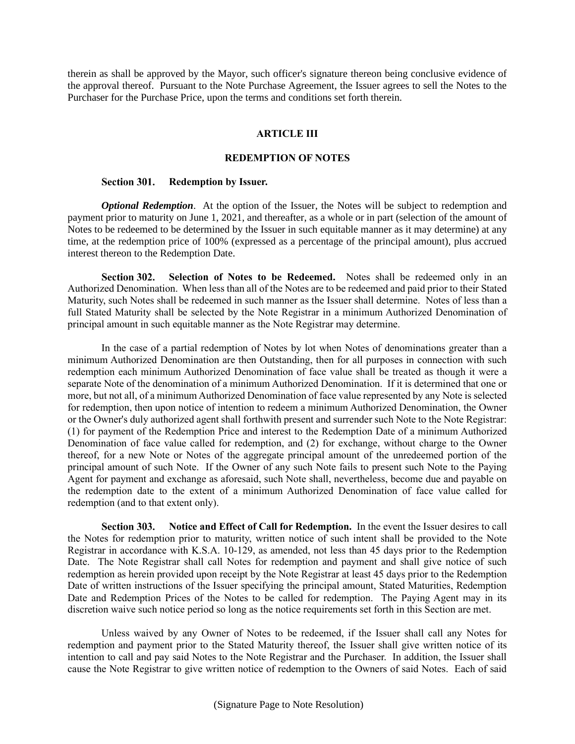therein as shall be approved by the Mayor, such officer's signature thereon being conclusive evidence of the approval thereof. Pursuant to the Note Purchase Agreement, the Issuer agrees to sell the Notes to the Purchaser for the Purchase Price, upon the terms and conditions set forth therein.

## ARTICLE III

## REDEMPTION OF NOTES

**Section 301. Redemption by Issuer.**

***Optional Redemption***. At the option of the Issuer, the Notes will be subject to redemption and payment prior to maturity on June 1, 2021, and thereafter, as a whole or in part (selection of the amount of Notes to be redeemed to be determined by the Issuer in such equitable manner as it may determine) at any time, at the redemption price of 100% (expressed as a percentage of the principal amount), plus accrued interest thereon to the Redemption Date.

**Section 302. Selection of Notes to be Redeemed.** Notes shall be redeemed only in an Authorized Denomination. When less than all of the Notes are to be redeemed and paid prior to their Stated Maturity, such Notes shall be redeemed in such manner as the Issuer shall determine. Notes of less than a full Stated Maturity shall be selected by the Note Registrar in a minimum Authorized Denomination of principal amount in such equitable manner as the Note Registrar may determine.

In the case of a partial redemption of Notes by lot when Notes of denominations greater than a minimum Authorized Denomination are then Outstanding, then for all purposes in connection with such redemption each minimum Authorized Denomination of face value shall be treated as though it were a separate Note of the denomination of a minimum Authorized Denomination. If it is determined that one or more, but not all, of a minimum Authorized Denomination of face value represented by any Note is selected for redemption, then upon notice of intention to redeem a minimum Authorized Denomination, the Owner or the Owner's duly authorized agent shall forthwith present and surrender such Note to the Note Registrar: (1) for payment of the Redemption Price and interest to the Redemption Date of a minimum Authorized Denomination of face value called for redemption, and (2) for exchange, without charge to the Owner thereof, for a new Note or Notes of the aggregate principal amount of the unredeemed portion of the principal amount of such Note. If the Owner of any such Note fails to present such Note to the Paying Agent for payment and exchange as aforesaid, such Note shall, nevertheless, become due and payable on the redemption date to the extent of a minimum Authorized Denomination of face value called for redemption (and to that extent only).

**Section 303. Notice and Effect of Call for Redemption.** In the event the Issuer desires to call the Notes for redemption prior to maturity, written notice of such intent shall be provided to the Note Registrar in accordance with K.S.A. 10-129, as amended, not less than 45 days prior to the Redemption Date. The Note Registrar shall call Notes for redemption and payment and shall give notice of such redemption as herein provided upon receipt by the Note Registrar at least 45 days prior to the Redemption Date of written instructions of the Issuer specifying the principal amount, Stated Maturities, Redemption Date and Redemption Prices of the Notes to be called for redemption. The Paying Agent may in its discretion waive such notice period so long as the notice requirements set forth in this Section are met.

Unless waived by any Owner of Notes to be redeemed, if the Issuer shall call any Notes for redemption and payment prior to the Stated Maturity thereof, the Issuer shall give written notice of its intention to call and pay said Notes to the Note Registrar and the Purchaser. In addition, the Issuer shall cause the Note Registrar to give written notice of redemption to the Owners of said Notes. Each of said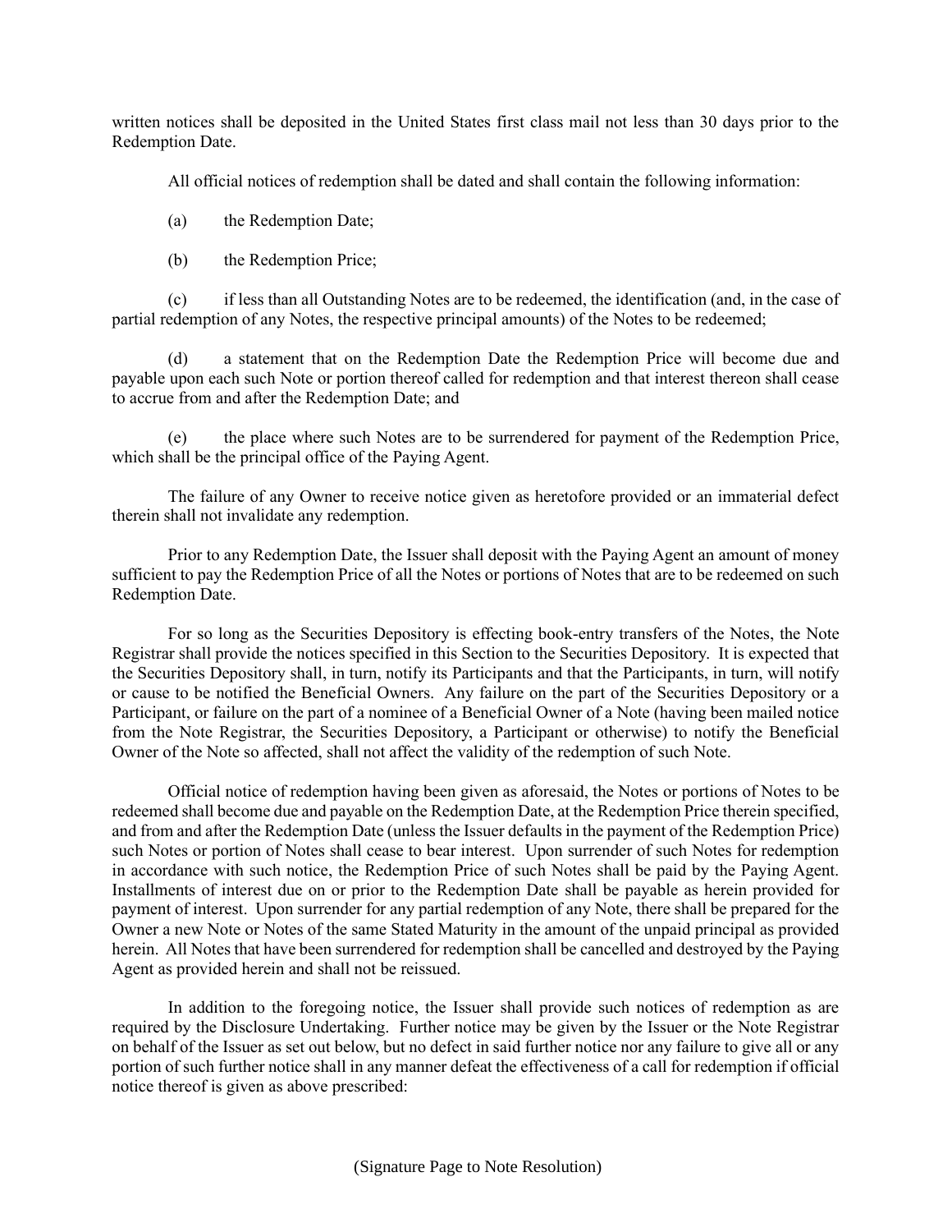written notices shall be deposited in the United States first class mail not less than 30 days prior to the Redemption Date.

All official notices of redemption shall be dated and shall contain the following information:

(a) the Redemption Date;

(b) the Redemption Price;

(c) if less than all Outstanding Notes are to be redeemed, the identification (and, in the case of partial redemption of any Notes, the respective principal amounts) of the Notes to be redeemed;

(d) a statement that on the Redemption Date the Redemption Price will become due and payable upon each such Note or portion thereof called for redemption and that interest thereon shall cease to accrue from and after the Redemption Date; and

(e) the place where such Notes are to be surrendered for payment of the Redemption Price, which shall be the principal office of the Paying Agent.

The failure of any Owner to receive notice given as heretofore provided or an immaterial defect therein shall not invalidate any redemption.

Prior to any Redemption Date, the Issuer shall deposit with the Paying Agent an amount of money sufficient to pay the Redemption Price of all the Notes or portions of Notes that are to be redeemed on such Redemption Date.

For so long as the Securities Depository is effecting book-entry transfers of the Notes, the Note Registrar shall provide the notices specified in this Section to the Securities Depository. It is expected that the Securities Depository shall, in turn, notify its Participants and that the Participants, in turn, will notify or cause to be notified the Beneficial Owners. Any failure on the part of the Securities Depository or a Participant, or failure on the part of a nominee of a Beneficial Owner of a Note (having been mailed notice from the Note Registrar, the Securities Depository, a Participant or otherwise) to notify the Beneficial Owner of the Note so affected, shall not affect the validity of the redemption of such Note.

Official notice of redemption having been given as aforesaid, the Notes or portions of Notes to be redeemed shall become due and payable on the Redemption Date, at the Redemption Price therein specified, and from and after the Redemption Date (unless the Issuer defaults in the payment of the Redemption Price) such Notes or portion of Notes shall cease to bear interest. Upon surrender of such Notes for redemption in accordance with such notice, the Redemption Price of such Notes shall be paid by the Paying Agent. Installments of interest due on or prior to the Redemption Date shall be payable as herein provided for payment of interest. Upon surrender for any partial redemption of any Note, there shall be prepared for the Owner a new Note or Notes of the same Stated Maturity in the amount of the unpaid principal as provided herein. All Notes that have been surrendered for redemption shall be cancelled and destroyed by the Paying Agent as provided herein and shall not be reissued.

In addition to the foregoing notice, the Issuer shall provide such notices of redemption as are required by the Disclosure Undertaking. Further notice may be given by the Issuer or the Note Registrar on behalf of the Issuer as set out below, but no defect in said further notice nor any failure to give all or any portion of such further notice shall in any manner defeat the effectiveness of a call for redemption if official notice thereof is given as above prescribed: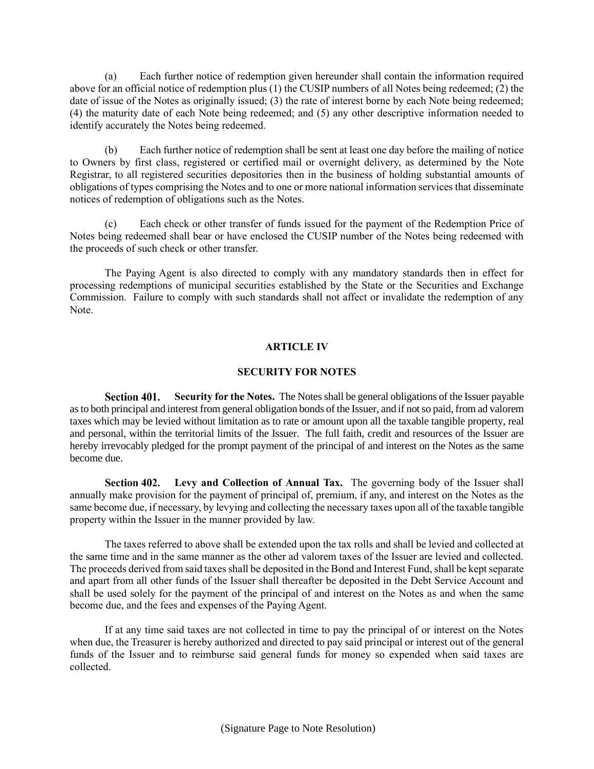(a) Each further notice of redemption given hereunder shall contain the information required above for an official notice of redemption plus (1) the CUSIP numbers of all Notes being redeemed; (2) the date of issue of the Notes as originally issued; (3) the rate of interest borne by each Note being redeemed; (4) the maturity date of each Note being redeemed; and (5) any other descriptive information needed to identify accurately the Notes being redeemed.

(b) Each further notice of redemption shall be sent at least one day before the mailing of notice to Owners by first class, registered or certified mail or overnight delivery, as determined by the Note Registrar, to all registered securities depositories then in the business of holding substantial amounts of obligations of types comprising the Notes and to one or more national information services that disseminate notices of redemption of obligations such as the Notes.

(c) Each check or other transfer of funds issued for the payment of the Redemption Price of Notes being redeemed shall bear or have enclosed the CUSIP number of the Notes being redeemed with the proceeds of such check or other transfer.

The Paying Agent is also directed to comply with any mandatory standards then in effect for processing redemptions of municipal securities established by the State or the Securities and Exchange Commission. Failure to comply with such standards shall not affect or invalidate the redemption of any Note.

## ARTICLE IV

## SECURITY FOR NOTES

**Section 401. Security for the Notes.** The Notes shall be general obligations of the Issuer payable as to both principal and interest from general obligation bonds of the Issuer, and if not so paid, from ad valorem taxes which may be levied without limitation as to rate or amount upon all the taxable tangible property, real and personal, within the territorial limits of the Issuer. The full faith, credit and resources of the Issuer are hereby irrevocably pledged for the prompt payment of the principal of and interest on the Notes as the same become due.

**Section 402. Levy and Collection of Annual Tax.** The governing body of the Issuer shall annually make provision for the payment of principal of, premium, if any, and interest on the Notes as the same become due, if necessary, by levying and collecting the necessary taxes upon all of the taxable tangible property within the Issuer in the manner provided by law.

The taxes referred to above shall be extended upon the tax rolls and shall be levied and collected at the same time and in the same manner as the other ad valorem taxes of the Issuer are levied and collected. The proceeds derived from said taxes shall be deposited in the Bond and Interest Fund, shall be kept separate and apart from all other funds of the Issuer shall thereafter be deposited in the Debt Service Account and shall be used solely for the payment of the principal of and interest on the Notes as and when the same become due, and the fees and expenses of the Paying Agent.

If at any time said taxes are not collected in time to pay the principal of or interest on the Notes when due, the Treasurer is hereby authorized and directed to pay said principal or interest out of the general funds of the Issuer and to reimburse said general funds for money so expended when said taxes are collected.

(Signature Page to Note Resolution)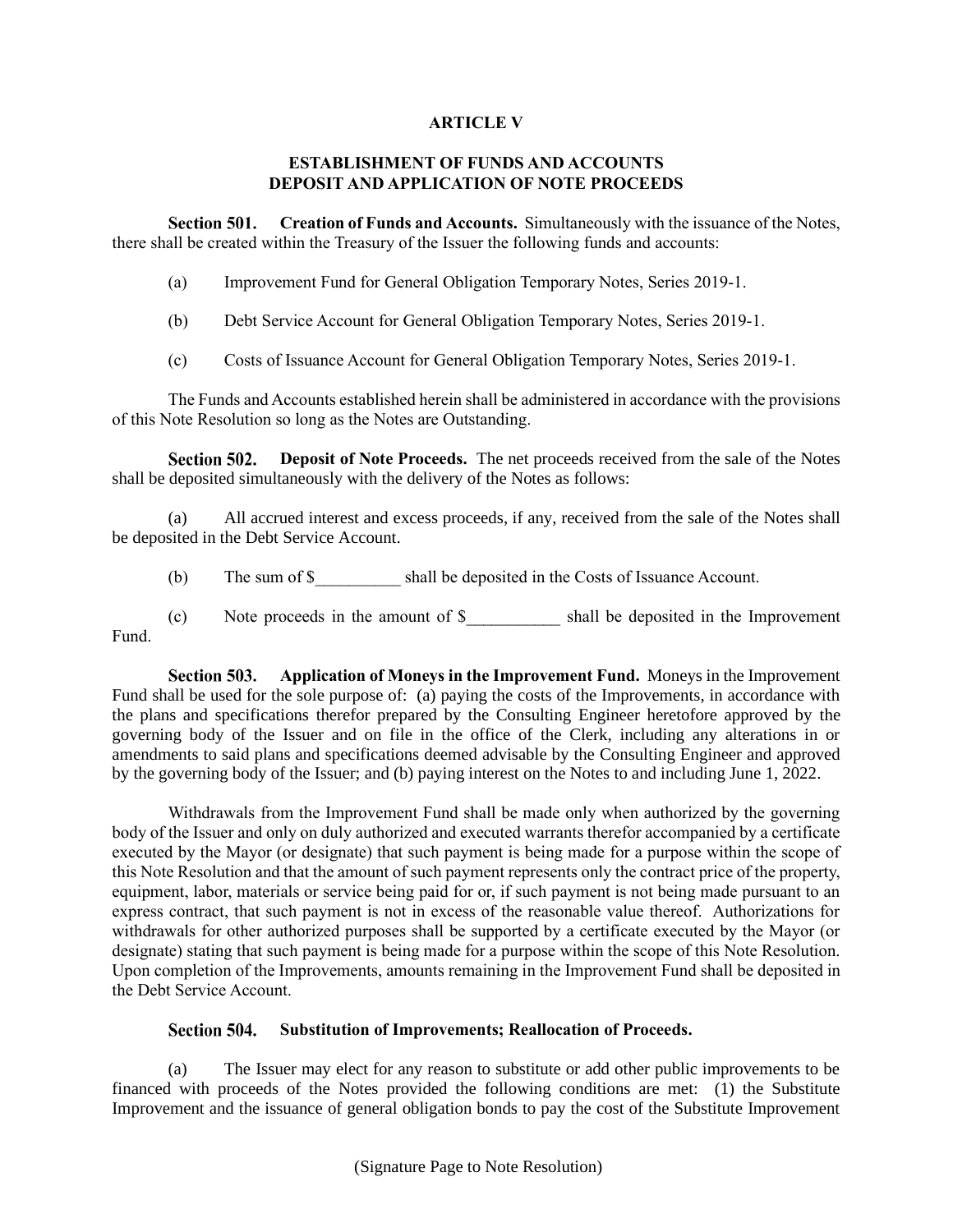## ARTICLE V

## ESTABLISHMENT OF FUNDS AND ACCOUNTS DEPOSIT AND APPLICATION OF NOTE PROCEEDS

**Section 501. Creation of Funds and Accounts.** Simultaneously with the issuance of the Notes, there shall be created within the Treasury of the Issuer the following funds and accounts:

(a) Improvement Fund for General Obligation Temporary Notes, Series 2019-1.

(b) Debt Service Account for General Obligation Temporary Notes, Series 2019-1.

(c) Costs of Issuance Account for General Obligation Temporary Notes, Series 2019-1.

The Funds and Accounts established herein shall be administered in accordance with the provisions of this Note Resolution so long as the Notes are Outstanding.

**Section 502. Deposit of Note Proceeds.** The net proceeds received from the sale of the Notes shall be deposited simultaneously with the delivery of the Notes as follows:

(a) All accrued interest and excess proceeds, if any, received from the sale of the Notes shall be deposited in the Debt Service Account.

(b) The sum of $__________ shall be deposited in the Costs of Issuance Account.

(c) Note proceeds in the amount of $___________ shall be deposited in the Improvement Fund.

**Section 503. Application of Moneys in the Improvement Fund.** Moneys in the Improvement Fund shall be used for the sole purpose of: (a) paying the costs of the Improvements, in accordance with the plans and specifications therefor prepared by the Consulting Engineer heretofore approved by the governing body of the Issuer and on file in the office of the Clerk, including any alterations in or amendments to said plans and specifications deemed advisable by the Consulting Engineer and approved by the governing body of the Issuer; and (b) paying interest on the Notes to and including June 1, 2022.

Withdrawals from the Improvement Fund shall be made only when authorized by the governing body of the Issuer and only on duly authorized and executed warrants therefor accompanied by a certificate executed by the Mayor (or designate) that such payment is being made for a purpose within the scope of this Note Resolution and that the amount of such payment represents only the contract price of the property, equipment, labor, materials or service being paid for or, if such payment is not being made pursuant to an express contract, that such payment is not in excess of the reasonable value thereof. Authorizations for withdrawals for other authorized purposes shall be supported by a certificate executed by the Mayor (or designate) stating that such payment is being made for a purpose within the scope of this Note Resolution. Upon completion of the Improvements, amounts remaining in the Improvement Fund shall be deposited in the Debt Service Account.

**Section 504. Substitution of Improvements; Reallocation of Proceeds.**

(a) The Issuer may elect for any reason to substitute or add other public improvements to be financed with proceeds of the Notes provided the following conditions are met: (1) the Substitute Improvement and the issuance of general obligation bonds to pay the cost of the Substitute Improvement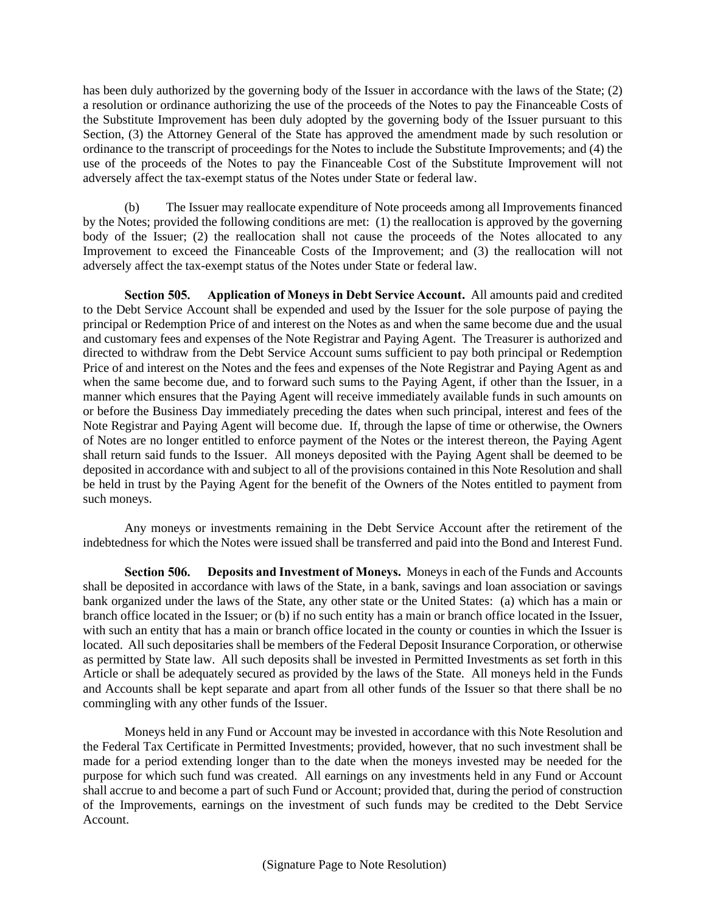has been duly authorized by the governing body of the Issuer in accordance with the laws of the State; (2) a resolution or ordinance authorizing the use of the proceeds of the Notes to pay the Financeable Costs of the Substitute Improvement has been duly adopted by the governing body of the Issuer pursuant to this Section, (3) the Attorney General of the State has approved the amendment made by such resolution or ordinance to the transcript of proceedings for the Notes to include the Substitute Improvements; and (4) the use of the proceeds of the Notes to pay the Financeable Cost of the Substitute Improvement will not adversely affect the tax-exempt status of the Notes under State or federal law.

(b) The Issuer may reallocate expenditure of Note proceeds among all Improvements financed by the Notes; provided the following conditions are met: (1) the reallocation is approved by the governing body of the Issuer; (2) the reallocation shall not cause the proceeds of the Notes allocated to any Improvement to exceed the Financeable Costs of the Improvement; and (3) the reallocation will not adversely affect the tax-exempt status of the Notes under State or federal law.

**Section 505. Application of Moneys in Debt Service Account.** All amounts paid and credited to the Debt Service Account shall be expended and used by the Issuer for the sole purpose of paying the principal or Redemption Price of and interest on the Notes as and when the same become due and the usual and customary fees and expenses of the Note Registrar and Paying Agent. The Treasurer is authorized and directed to withdraw from the Debt Service Account sums sufficient to pay both principal or Redemption Price of and interest on the Notes and the fees and expenses of the Note Registrar and Paying Agent as and when the same become due, and to forward such sums to the Paying Agent, if other than the Issuer, in a manner which ensures that the Paying Agent will receive immediately available funds in such amounts on or before the Business Day immediately preceding the dates when such principal, interest and fees of the Note Registrar and Paying Agent will become due. If, through the lapse of time or otherwise, the Owners of Notes are no longer entitled to enforce payment of the Notes or the interest thereon, the Paying Agent shall return said funds to the Issuer. All moneys deposited with the Paying Agent shall be deemed to be deposited in accordance with and subject to all of the provisions contained in this Note Resolution and shall be held in trust by the Paying Agent for the benefit of the Owners of the Notes entitled to payment from such moneys.

Any moneys or investments remaining in the Debt Service Account after the retirement of the indebtedness for which the Notes were issued shall be transferred and paid into the Bond and Interest Fund.

**Section 506. Deposits and Investment of Moneys.** Moneys in each of the Funds and Accounts shall be deposited in accordance with laws of the State, in a bank, savings and loan association or savings bank organized under the laws of the State, any other state or the United States: (a) which has a main or branch office located in the Issuer; or (b) if no such entity has a main or branch office located in the Issuer, with such an entity that has a main or branch office located in the county or counties in which the Issuer is located. All such depositaries shall be members of the Federal Deposit Insurance Corporation, or otherwise as permitted by State law. All such deposits shall be invested in Permitted Investments as set forth in this Article or shall be adequately secured as provided by the laws of the State. All moneys held in the Funds and Accounts shall be kept separate and apart from all other funds of the Issuer so that there shall be no commingling with any other funds of the Issuer.

Moneys held in any Fund or Account may be invested in accordance with this Note Resolution and the Federal Tax Certificate in Permitted Investments; provided, however, that no such investment shall be made for a period extending longer than to the date when the moneys invested may be needed for the purpose for which such fund was created. All earnings on any investments held in any Fund or Account shall accrue to and become a part of such Fund or Account; provided that, during the period of construction of the Improvements, earnings on the investment of such funds may be credited to the Debt Service Account.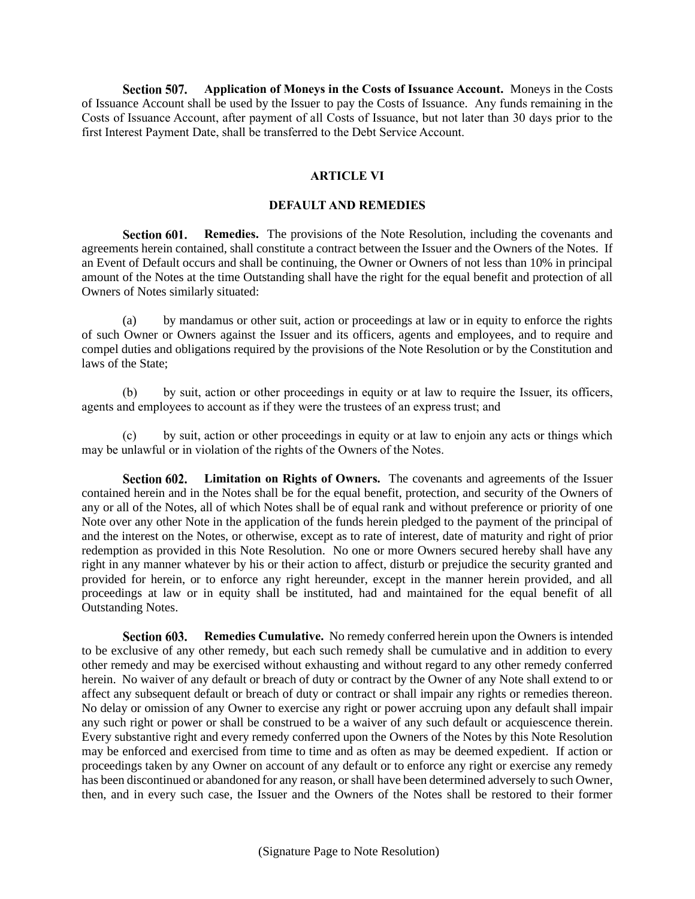**Section 507. Application of Moneys in the Costs of Issuance Account.** Moneys in the Costs of Issuance Account shall be used by the Issuer to pay the Costs of Issuance. Any funds remaining in the Costs of Issuance Account, after payment of all Costs of Issuance, but not later than 30 days prior to the first Interest Payment Date, shall be transferred to the Debt Service Account.

## ARTICLE VI

## DEFAULT AND REMEDIES

**Section 601. Remedies.** The provisions of the Note Resolution, including the covenants and agreements herein contained, shall constitute a contract between the Issuer and the Owners of the Notes. If an Event of Default occurs and shall be continuing, the Owner or Owners of not less than 10% in principal amount of the Notes at the time Outstanding shall have the right for the equal benefit and protection of all Owners of Notes similarly situated:

(a) by mandamus or other suit, action or proceedings at law or in equity to enforce the rights of such Owner or Owners against the Issuer and its officers, agents and employees, and to require and compel duties and obligations required by the provisions of the Note Resolution or by the Constitution and laws of the State;

(b) by suit, action or other proceedings in equity or at law to require the Issuer, its officers, agents and employees to account as if they were the trustees of an express trust; and

(c) by suit, action or other proceedings in equity or at law to enjoin any acts or things which may be unlawful or in violation of the rights of the Owners of the Notes.

**Section 602. Limitation on Rights of Owners.** The covenants and agreements of the Issuer contained herein and in the Notes shall be for the equal benefit, protection, and security of the Owners of any or all of the Notes, all of which Notes shall be of equal rank and without preference or priority of one Note over any other Note in the application of the funds herein pledged to the payment of the principal of and the interest on the Notes, or otherwise, except as to rate of interest, date of maturity and right of prior redemption as provided in this Note Resolution. No one or more Owners secured hereby shall have any right in any manner whatever by his or their action to affect, disturb or prejudice the security granted and provided for herein, or to enforce any right hereunder, except in the manner herein provided, and all proceedings at law or in equity shall be instituted, had and maintained for the equal benefit of all Outstanding Notes.

**Section 603. Remedies Cumulative.** No remedy conferred herein upon the Owners is intended to be exclusive of any other remedy, but each such remedy shall be cumulative and in addition to every other remedy and may be exercised without exhausting and without regard to any other remedy conferred herein. No waiver of any default or breach of duty or contract by the Owner of any Note shall extend to or affect any subsequent default or breach of duty or contract or shall impair any rights or remedies thereon. No delay or omission of any Owner to exercise any right or power accruing upon any default shall impair any such right or power or shall be construed to be a waiver of any such default or acquiescence therein. Every substantive right and every remedy conferred upon the Owners of the Notes by this Note Resolution may be enforced and exercised from time to time and as often as may be deemed expedient. If action or proceedings taken by any Owner on account of any default or to enforce any right or exercise any remedy has been discontinued or abandoned for any reason, or shall have been determined adversely to such Owner, then, and in every such case, the Issuer and the Owners of the Notes shall be restored to their former

(Signature Page to Note Resolution)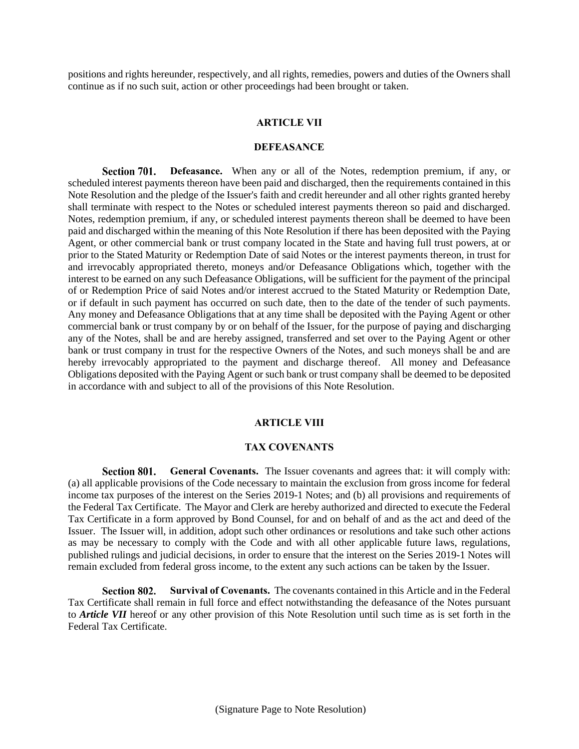positions and rights hereunder, respectively, and all rights, remedies, powers and duties of the Owners shall continue as if no such suit, action or other proceedings had been brought or taken.

## ARTICLE VII

## DEFEASANCE

**Section 701. Defeasance.** When any or all of the Notes, redemption premium, if any, or scheduled interest payments thereon have been paid and discharged, then the requirements contained in this Note Resolution and the pledge of the Issuer's faith and credit hereunder and all other rights granted hereby shall terminate with respect to the Notes or scheduled interest payments thereon so paid and discharged. Notes, redemption premium, if any, or scheduled interest payments thereon shall be deemed to have been paid and discharged within the meaning of this Note Resolution if there has been deposited with the Paying Agent, or other commercial bank or trust company located in the State and having full trust powers, at or prior to the Stated Maturity or Redemption Date of said Notes or the interest payments thereon, in trust for and irrevocably appropriated thereto, moneys and/or Defeasance Obligations which, together with the interest to be earned on any such Defeasance Obligations, will be sufficient for the payment of the principal of or Redemption Price of said Notes and/or interest accrued to the Stated Maturity or Redemption Date, or if default in such payment has occurred on such date, then to the date of the tender of such payments. Any money and Defeasance Obligations that at any time shall be deposited with the Paying Agent or other commercial bank or trust company by or on behalf of the Issuer, for the purpose of paying and discharging any of the Notes, shall be and are hereby assigned, transferred and set over to the Paying Agent or other bank or trust company in trust for the respective Owners of the Notes, and such moneys shall be and are hereby irrevocably appropriated to the payment and discharge thereof. All money and Defeasance Obligations deposited with the Paying Agent or such bank or trust company shall be deemed to be deposited in accordance with and subject to all of the provisions of this Note Resolution.

## ARTICLE VIII

## TAX COVENANTS

**Section 801. General Covenants.** The Issuer covenants and agrees that: it will comply with: (a) all applicable provisions of the Code necessary to maintain the exclusion from gross income for federal income tax purposes of the interest on the Series 2019-1 Notes; and (b) all provisions and requirements of the Federal Tax Certificate. The Mayor and Clerk are hereby authorized and directed to execute the Federal Tax Certificate in a form approved by Bond Counsel, for and on behalf of and as the act and deed of the Issuer. The Issuer will, in addition, adopt such other ordinances or resolutions and take such other actions as may be necessary to comply with the Code and with all other applicable future laws, regulations, published rulings and judicial decisions, in order to ensure that the interest on the Series 2019-1 Notes will remain excluded from federal gross income, to the extent any such actions can be taken by the Issuer.

**Section 802. Survival of Covenants.** The covenants contained in this Article and in the Federal Tax Certificate shall remain in full force and effect notwithstanding the defeasance of the Notes pursuant to ***Article VII*** hereof or any other provision of this Note Resolution until such time as is set forth in the Federal Tax Certificate.

(Signature Page to Note Resolution)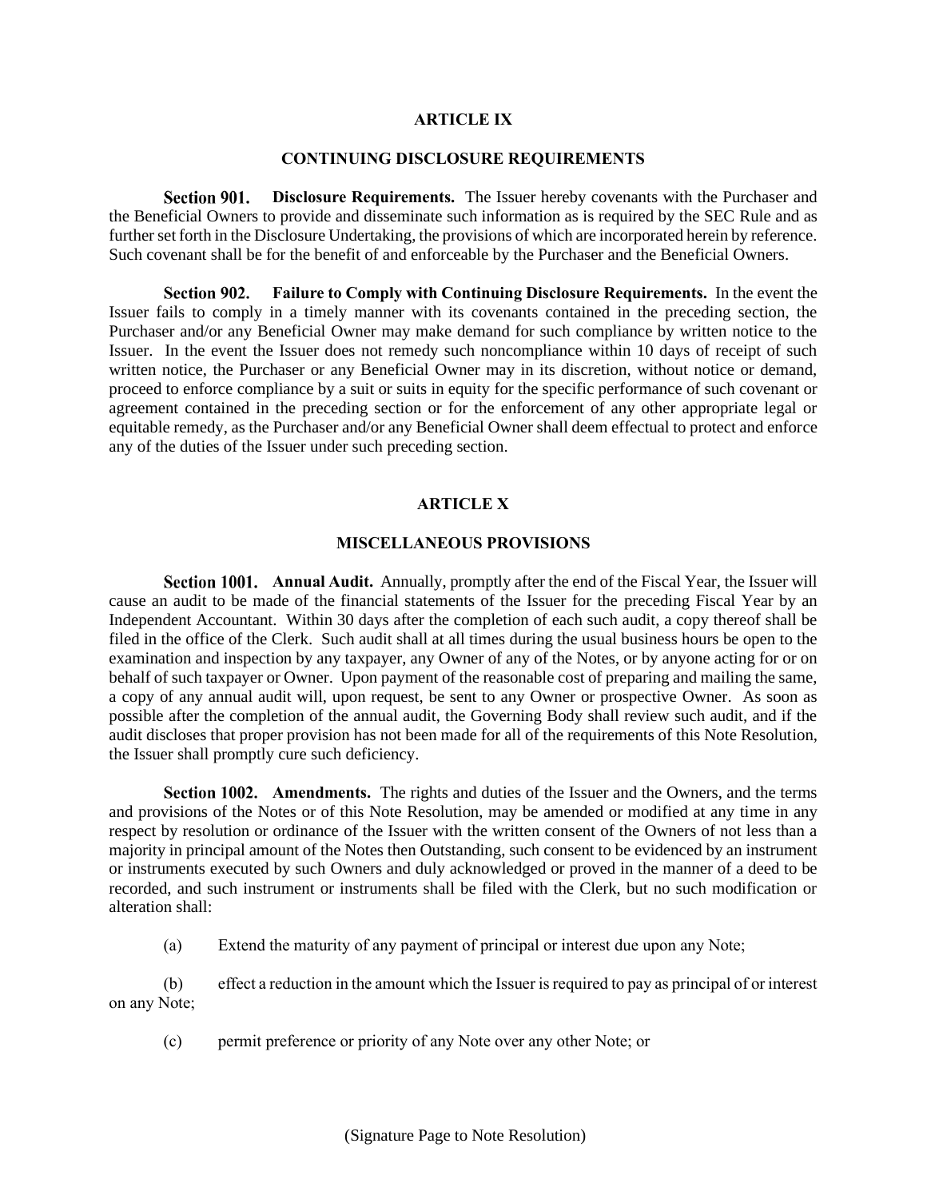## ARTICLE IX

## CONTINUING DISCLOSURE REQUIREMENTS

**Section 901. Disclosure Requirements.** The Issuer hereby covenants with the Purchaser and the Beneficial Owners to provide and disseminate such information as is required by the SEC Rule and as further set forth in the Disclosure Undertaking, the provisions of which are incorporated herein by reference. Such covenant shall be for the benefit of and enforceable by the Purchaser and the Beneficial Owners.

**Section 902. Failure to Comply with Continuing Disclosure Requirements.** In the event the Issuer fails to comply in a timely manner with its covenants contained in the preceding section, the Purchaser and/or any Beneficial Owner may make demand for such compliance by written notice to the Issuer. In the event the Issuer does not remedy such noncompliance within 10 days of receipt of such written notice, the Purchaser or any Beneficial Owner may in its discretion, without notice or demand, proceed to enforce compliance by a suit or suits in equity for the specific performance of such covenant or agreement contained in the preceding section or for the enforcement of any other appropriate legal or equitable remedy, as the Purchaser and/or any Beneficial Owner shall deem effectual to protect and enforce any of the duties of the Issuer under such preceding section.

## ARTICLE X

## MISCELLANEOUS PROVISIONS

**Section 1001. Annual Audit.** Annually, promptly after the end of the Fiscal Year, the Issuer will cause an audit to be made of the financial statements of the Issuer for the preceding Fiscal Year by an Independent Accountant. Within 30 days after the completion of each such audit, a copy thereof shall be filed in the office of the Clerk. Such audit shall at all times during the usual business hours be open to the examination and inspection by any taxpayer, any Owner of any of the Notes, or by anyone acting for or on behalf of such taxpayer or Owner. Upon payment of the reasonable cost of preparing and mailing the same, a copy of any annual audit will, upon request, be sent to any Owner or prospective Owner. As soon as possible after the completion of the annual audit, the Governing Body shall review such audit, and if the audit discloses that proper provision has not been made for all of the requirements of this Note Resolution, the Issuer shall promptly cure such deficiency.

**Section 1002. Amendments.** The rights and duties of the Issuer and the Owners, and the terms and provisions of the Notes or of this Note Resolution, may be amended or modified at any time in any respect by resolution or ordinance of the Issuer with the written consent of the Owners of not less than a majority in principal amount of the Notes then Outstanding, such consent to be evidenced by an instrument or instruments executed by such Owners and duly acknowledged or proved in the manner of a deed to be recorded, and such instrument or instruments shall be filed with the Clerk, but no such modification or alteration shall:

(a) Extend the maturity of any payment of principal or interest due upon any Note;

(b) effect a reduction in the amount which the Issuer is required to pay as principal of or interest on any Note;

(c) permit preference or priority of any Note over any other Note; or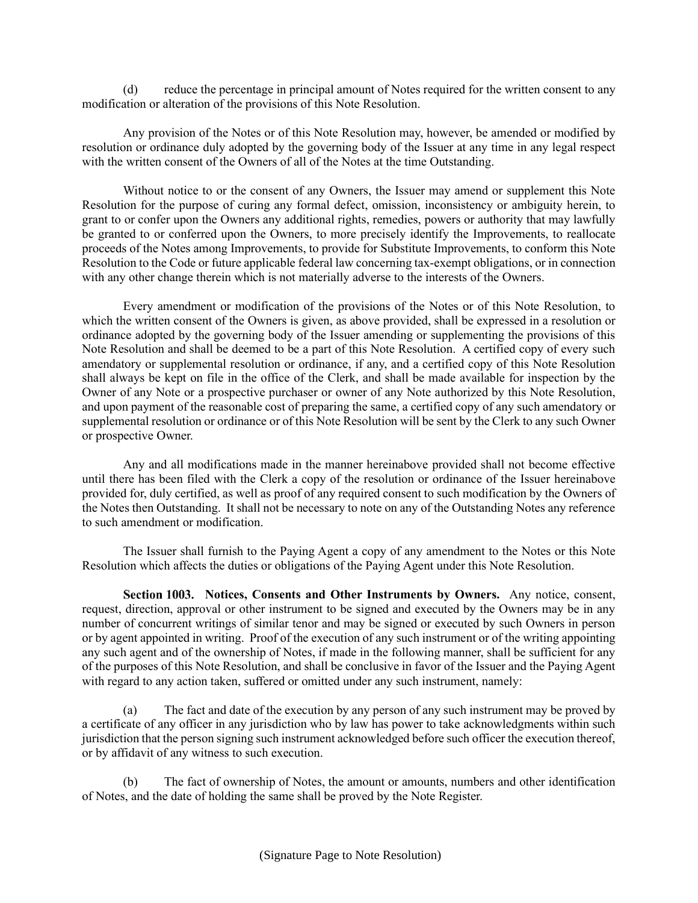(d) reduce the percentage in principal amount of Notes required for the written consent to any modification or alteration of the provisions of this Note Resolution.

Any provision of the Notes or of this Note Resolution may, however, be amended or modified by resolution or ordinance duly adopted by the governing body of the Issuer at any time in any legal respect with the written consent of the Owners of all of the Notes at the time Outstanding.

Without notice to or the consent of any Owners, the Issuer may amend or supplement this Note Resolution for the purpose of curing any formal defect, omission, inconsistency or ambiguity herein, to grant to or confer upon the Owners any additional rights, remedies, powers or authority that may lawfully be granted to or conferred upon the Owners, to more precisely identify the Improvements, to reallocate proceeds of the Notes among Improvements, to provide for Substitute Improvements, to conform this Note Resolution to the Code or future applicable federal law concerning tax-exempt obligations, or in connection with any other change therein which is not materially adverse to the interests of the Owners.

Every amendment or modification of the provisions of the Notes or of this Note Resolution, to which the written consent of the Owners is given, as above provided, shall be expressed in a resolution or ordinance adopted by the governing body of the Issuer amending or supplementing the provisions of this Note Resolution and shall be deemed to be a part of this Note Resolution. A certified copy of every such amendatory or supplemental resolution or ordinance, if any, and a certified copy of this Note Resolution shall always be kept on file in the office of the Clerk, and shall be made available for inspection by the Owner of any Note or a prospective purchaser or owner of any Note authorized by this Note Resolution, and upon payment of the reasonable cost of preparing the same, a certified copy of any such amendatory or supplemental resolution or ordinance or of this Note Resolution will be sent by the Clerk to any such Owner or prospective Owner.

Any and all modifications made in the manner hereinabove provided shall not become effective until there has been filed with the Clerk a copy of the resolution or ordinance of the Issuer hereinabove provided for, duly certified, as well as proof of any required consent to such modification by the Owners of the Notes then Outstanding. It shall not be necessary to note on any of the Outstanding Notes any reference to such amendment or modification.

The Issuer shall furnish to the Paying Agent a copy of any amendment to the Notes or this Note Resolution which affects the duties or obligations of the Paying Agent under this Note Resolution.

**Section 1003. Notices, Consents and Other Instruments by Owners.** Any notice, consent, request, direction, approval or other instrument to be signed and executed by the Owners may be in any number of concurrent writings of similar tenor and may be signed or executed by such Owners in person or by agent appointed in writing. Proof of the execution of any such instrument or of the writing appointing any such agent and of the ownership of Notes, if made in the following manner, shall be sufficient for any of the purposes of this Note Resolution, and shall be conclusive in favor of the Issuer and the Paying Agent with regard to any action taken, suffered or omitted under any such instrument, namely:

(a) The fact and date of the execution by any person of any such instrument may be proved by a certificate of any officer in any jurisdiction who by law has power to take acknowledgments within such jurisdiction that the person signing such instrument acknowledged before such officer the execution thereof, or by affidavit of any witness to such execution.

(b) The fact of ownership of Notes, the amount or amounts, numbers and other identification of Notes, and the date of holding the same shall be proved by the Note Register.

(Signature Page to Note Resolution)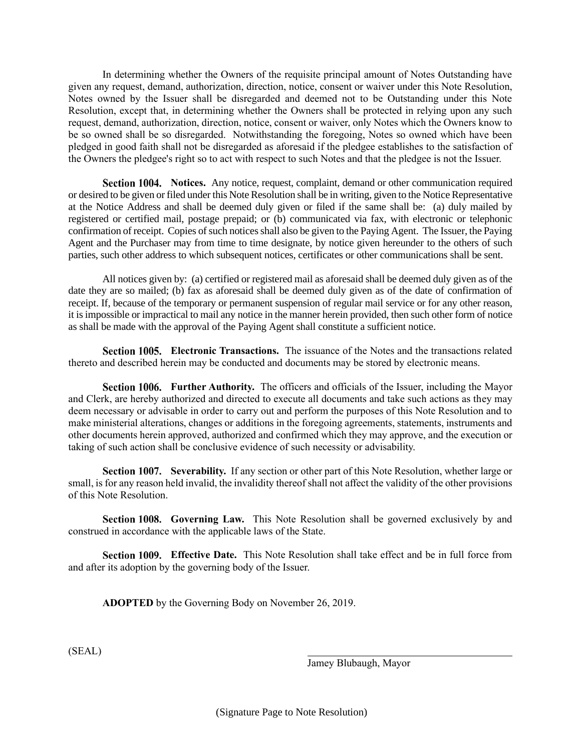In determining whether the Owners of the requisite principal amount of Notes Outstanding have given any request, demand, authorization, direction, notice, consent or waiver under this Note Resolution, Notes owned by the Issuer shall be disregarded and deemed not to be Outstanding under this Note Resolution, except that, in determining whether the Owners shall be protected in relying upon any such request, demand, authorization, direction, notice, consent or waiver, only Notes which the Owners know to be so owned shall be so disregarded. Notwithstanding the foregoing, Notes so owned which have been pledged in good faith shall not be disregarded as aforesaid if the pledgee establishes to the satisfaction of the Owners the pledgee's right so to act with respect to such Notes and that the pledgee is not the Issuer.

**Section 1004. Notices.** Any notice, request, complaint, demand or other communication required or desired to be given or filed under this Note Resolution shall be in writing, given to the Notice Representative at the Notice Address and shall be deemed duly given or filed if the same shall be: (a) duly mailed by registered or certified mail, postage prepaid; or (b) communicated via fax, with electronic or telephonic confirmation of receipt. Copies of such notices shall also be given to the Paying Agent. The Issuer, the Paying Agent and the Purchaser may from time to time designate, by notice given hereunder to the others of such parties, such other address to which subsequent notices, certificates or other communications shall be sent.

All notices given by: (a) certified or registered mail as aforesaid shall be deemed duly given as of the date they are so mailed; (b) fax as aforesaid shall be deemed duly given as of the date of confirmation of receipt. If, because of the temporary or permanent suspension of regular mail service or for any other reason, it is impossible or impractical to mail any notice in the manner herein provided, then such other form of notice as shall be made with the approval of the Paying Agent shall constitute a sufficient notice.

**Section 1005. Electronic Transactions.** The issuance of the Notes and the transactions related thereto and described herein may be conducted and documents may be stored by electronic means.

**Section 1006. Further Authority.** The officers and officials of the Issuer, including the Mayor and Clerk, are hereby authorized and directed to execute all documents and take such actions as they may deem necessary or advisable in order to carry out and perform the purposes of this Note Resolution and to make ministerial alterations, changes or additions in the foregoing agreements, statements, instruments and other documents herein approved, authorized and confirmed which they may approve, and the execution or taking of such action shall be conclusive evidence of such necessity or advisability.

**Section 1007. Severability.** If any section or other part of this Note Resolution, whether large or small, is for any reason held invalid, the invalidity thereof shall not affect the validity of the other provisions of this Note Resolution.

**Section 1008. Governing Law.** This Note Resolution shall be governed exclusively by and construed in accordance with the applicable laws of the State.

**Section 1009. Effective Date.** This Note Resolution shall take effect and be in full force from and after its adoption by the governing body of the Issuer.

**ADOPTED** by the Governing Body on November 26, 2019.

(SEAL)

\_\_\_\_\_\_\_\_\_\_\_\_\_\_\_\_\_\_\_\_\_\_\_\_\_\_\_\_\_\_\_\_\_\_\_\_\_\_\_\_

Jamey Blubaugh, Mayor

(Signature Page to Note Resolution)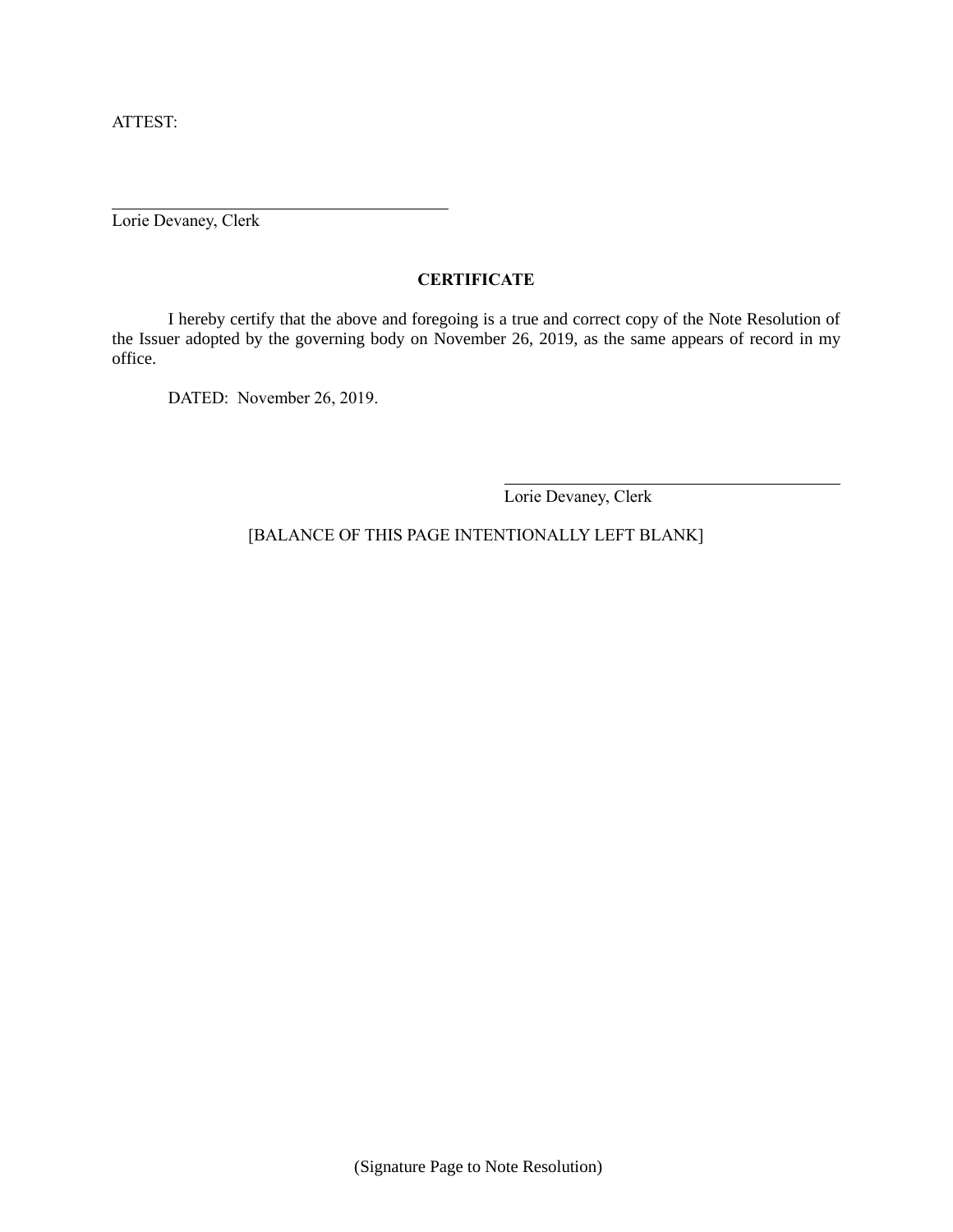ATTEST:

\_\_\_\_\_\_\_\_\_\_\_\_\_\_\_\_\_\_\_\_\_\_\_\_\_\_\_\_\_\_\_\_\_\_\_\_\_\_\_\_

Lorie Devaney, Clerk

**CERTIFICATE**

I hereby certify that the above and foregoing is a true and correct copy of the Note Resolution of the Issuer adopted by the governing body on November 26, 2019, as the same appears of record in my office.

DATED: November 26, 2019.

\_\_\_\_\_\_\_\_\_\_\_\_\_\_\_\_\_\_\_\_\_\_\_\_\_\_\_\_\_\_\_\_\_\_\_\_\_\_\_\_

Lorie Devaney, Clerk

[BALANCE OF THIS PAGE INTENTIONALLY LEFT BLANK]

(Signature Page to Note Resolution)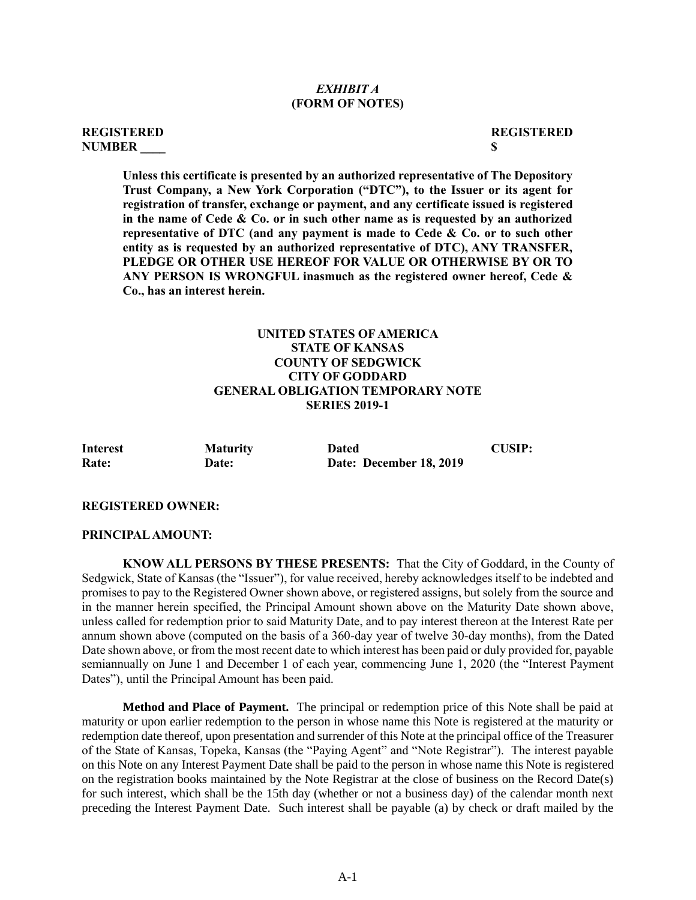*EXHIBIT A*
**(FORM OF NOTES)**

**REGISTERED** **REGISTERED**
**NUMBER ____** **$**

**Unless this certificate is presented by an authorized representative of The Depository Trust Company, a New York Corporation ("DTC"), to the Issuer or its agent for registration of transfer, exchange or payment, and any certificate issued is registered in the name of Cede & Co. or in such other name as is requested by an authorized representative of DTC (and any payment is made to Cede & Co. or to such other entity as is requested by an authorized representative of DTC), ANY TRANSFER, PLEDGE OR OTHER USE HEREOF FOR VALUE OR OTHERWISE BY OR TO ANY PERSON IS WRONGFUL inasmuch as the registered owner hereof, Cede & Co., has an interest herein.**

**UNITED STATES OF AMERICA**
**STATE OF KANSAS**
**COUNTY OF SEDGWICK**
**CITY OF GODDARD**
**GENERAL OBLIGATION TEMPORARY NOTE**
**SERIES 2019-1**

| **Interest Rate:** | **Maturity Date:** | **Dated Date: December 18, 2019** | **CUSIP:** |
|---|---|---|---|

**REGISTERED OWNER:**

**PRINCIPAL AMOUNT:**

**KNOW ALL PERSONS BY THESE PRESENTS:** That the City of Goddard, in the County of Sedgwick, State of Kansas (the "Issuer"), for value received, hereby acknowledges itself to be indebted and promises to pay to the Registered Owner shown above, or registered assigns, but solely from the source and in the manner herein specified, the Principal Amount shown above on the Maturity Date shown above, unless called for redemption prior to said Maturity Date, and to pay interest thereon at the Interest Rate per annum shown above (computed on the basis of a 360-day year of twelve 30-day months), from the Dated Date shown above, or from the most recent date to which interest has been paid or duly provided for, payable semiannually on June 1 and December 1 of each year, commencing June 1, 2020 (the "Interest Payment Dates"), until the Principal Amount has been paid.

**Method and Place of Payment.** The principal or redemption price of this Note shall be paid at maturity or upon earlier redemption to the person in whose name this Note is registered at the maturity or redemption date thereof, upon presentation and surrender of this Note at the principal office of the Treasurer of the State of Kansas, Topeka, Kansas (the "Paying Agent" and "Note Registrar"). The interest payable on this Note on any Interest Payment Date shall be paid to the person in whose name this Note is registered on the registration books maintained by the Note Registrar at the close of business on the Record Date(s) for such interest, which shall be the 15th day (whether or not a business day) of the calendar month next preceding the Interest Payment Date. Such interest shall be payable (a) by check or draft mailed by the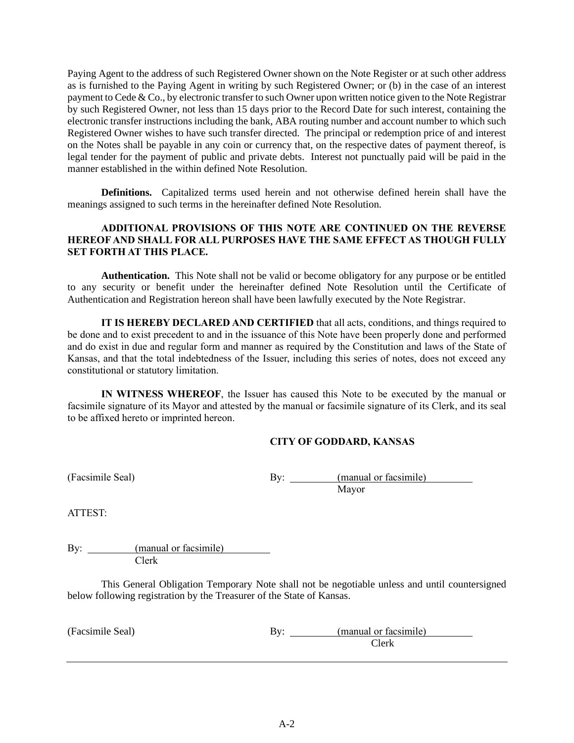Paying Agent to the address of such Registered Owner shown on the Note Register or at such other address as is furnished to the Paying Agent in writing by such Registered Owner; or (b) in the case of an interest payment to Cede & Co., by electronic transfer to such Owner upon written notice given to the Note Registrar by such Registered Owner, not less than 15 days prior to the Record Date for such interest, containing the electronic transfer instructions including the bank, ABA routing number and account number to which such Registered Owner wishes to have such transfer directed. The principal or redemption price of and interest on the Notes shall be payable in any coin or currency that, on the respective dates of payment thereof, is legal tender for the payment of public and private debts. Interest not punctually paid will be paid in the manner established in the within defined Note Resolution.

**Definitions.** Capitalized terms used herein and not otherwise defined herein shall have the meanings assigned to such terms in the hereinafter defined Note Resolution.

**ADDITIONAL PROVISIONS OF THIS NOTE ARE CONTINUED ON THE REVERSE HEREOF AND SHALL FOR ALL PURPOSES HAVE THE SAME EFFECT AS THOUGH FULLY SET FORTH AT THIS PLACE.**

**Authentication.** This Note shall not be valid or become obligatory for any purpose or be entitled to any security or benefit under the hereinafter defined Note Resolution until the Certificate of Authentication and Registration hereon shall have been lawfully executed by the Note Registrar.

**IT IS HEREBY DECLARED AND CERTIFIED** that all acts, conditions, and things required to be done and to exist precedent to and in the issuance of this Note have been properly done and performed and do exist in due and regular form and manner as required by the Constitution and laws of the State of Kansas, and that the total indebtedness of the Issuer, including this series of notes, does not exceed any constitutional or statutory limitation.

**IN WITNESS WHEREOF**, the Issuer has caused this Note to be executed by the manual or facsimile signature of its Mayor and attested by the manual or facsimile signature of its Clerk, and its seal to be affixed hereto or imprinted hereon.

**CITY OF GODDARD, KANSAS**

(Facsimile Seal)

By: (manual or facsimile)
Mayor

ATTEST:

By: (manual or facsimile)
Clerk

This General Obligation Temporary Note shall not be negotiable unless and until countersigned below following registration by the Treasurer of the State of Kansas.

(Facsimile Seal)

By: (manual or facsimile)
Clerk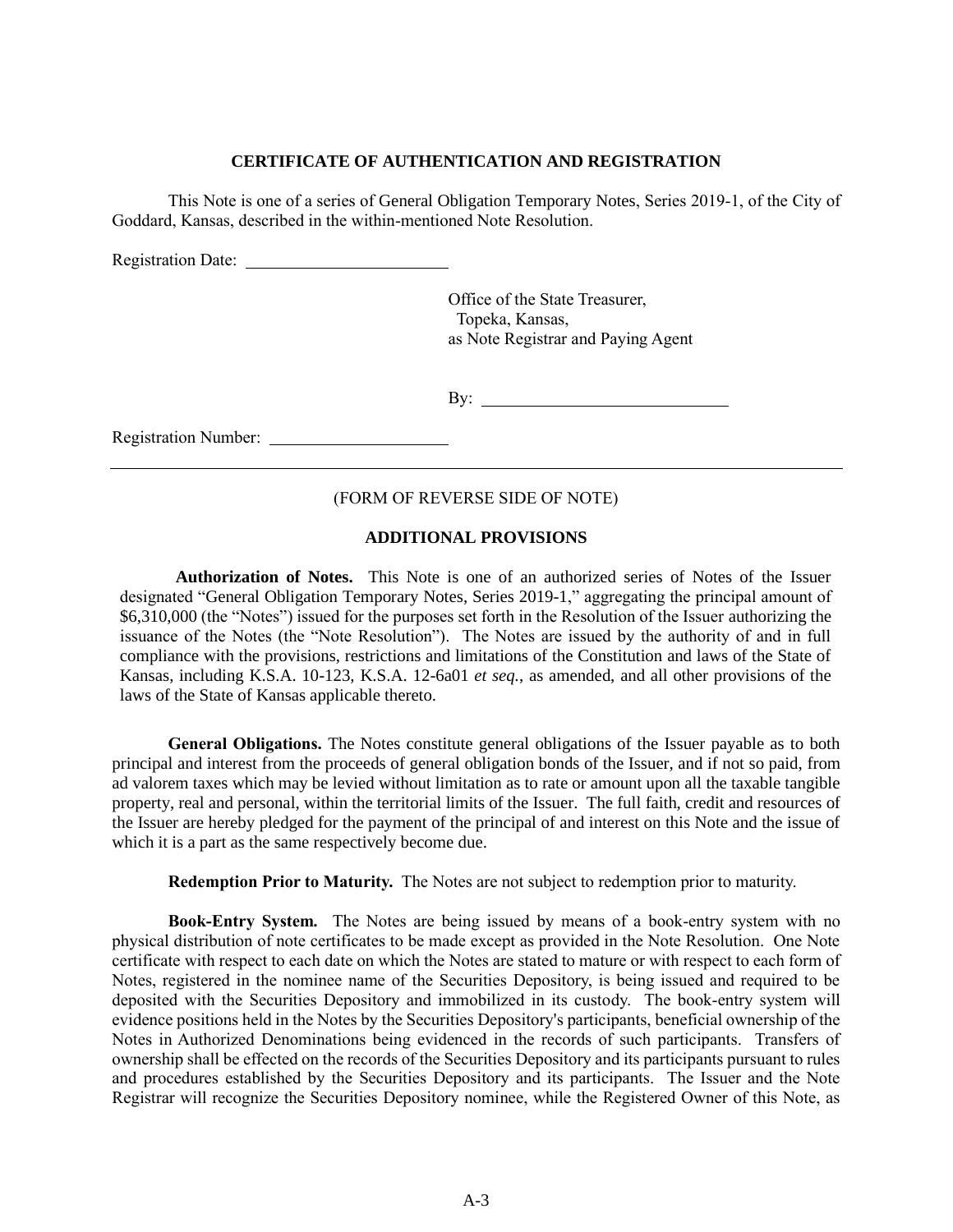**CERTIFICATE OF AUTHENTICATION AND REGISTRATION**

This Note is one of a series of General Obligation Temporary Notes, Series 2019-1, of the City of Goddard, Kansas, described in the within-mentioned Note Resolution.

Registration Date: ______________________

Office of the State Treasurer,
Topeka, Kansas,
as Note Registrar and Paying Agent

By: ____________________________

Registration Number: ____________________

---

(FORM OF REVERSE SIDE OF NOTE)

**ADDITIONAL PROVISIONS**

**Authorization of Notes.** This Note is one of an authorized series of Notes of the Issuer designated "General Obligation Temporary Notes, Series 2019-1," aggregating the principal amount of $6,310,000 (the "Notes") issued for the purposes set forth in the Resolution of the Issuer authorizing the issuance of the Notes (the "Note Resolution"). The Notes are issued by the authority of and in full compliance with the provisions, restrictions and limitations of the Constitution and laws of the State of Kansas, including K.S.A. 10-123, K.S.A. 12-6a01 *et seq.*, as amended, and all other provisions of the laws of the State of Kansas applicable thereto.

**General Obligations.** The Notes constitute general obligations of the Issuer payable as to both principal and interest from the proceeds of general obligation bonds of the Issuer, and if not so paid, from ad valorem taxes which may be levied without limitation as to rate or amount upon all the taxable tangible property, real and personal, within the territorial limits of the Issuer. The full faith, credit and resources of the Issuer are hereby pledged for the payment of the principal of and interest on this Note and the issue of which it is a part as the same respectively become due.

**Redemption Prior to Maturity.** The Notes are not subject to redemption prior to maturity.

**Book-Entry System.** The Notes are being issued by means of a book-entry system with no physical distribution of note certificates to be made except as provided in the Note Resolution. One Note certificate with respect to each date on which the Notes are stated to mature or with respect to each form of Notes, registered in the nominee name of the Securities Depository, is being issued and required to be deposited with the Securities Depository and immobilized in its custody. The book-entry system will evidence positions held in the Notes by the Securities Depository's participants, beneficial ownership of the Notes in Authorized Denominations being evidenced in the records of such participants. Transfers of ownership shall be effected on the records of the Securities Depository and its participants pursuant to rules and procedures established by the Securities Depository and its participants. The Issuer and the Note Registrar will recognize the Securities Depository nominee, while the Registered Owner of this Note, as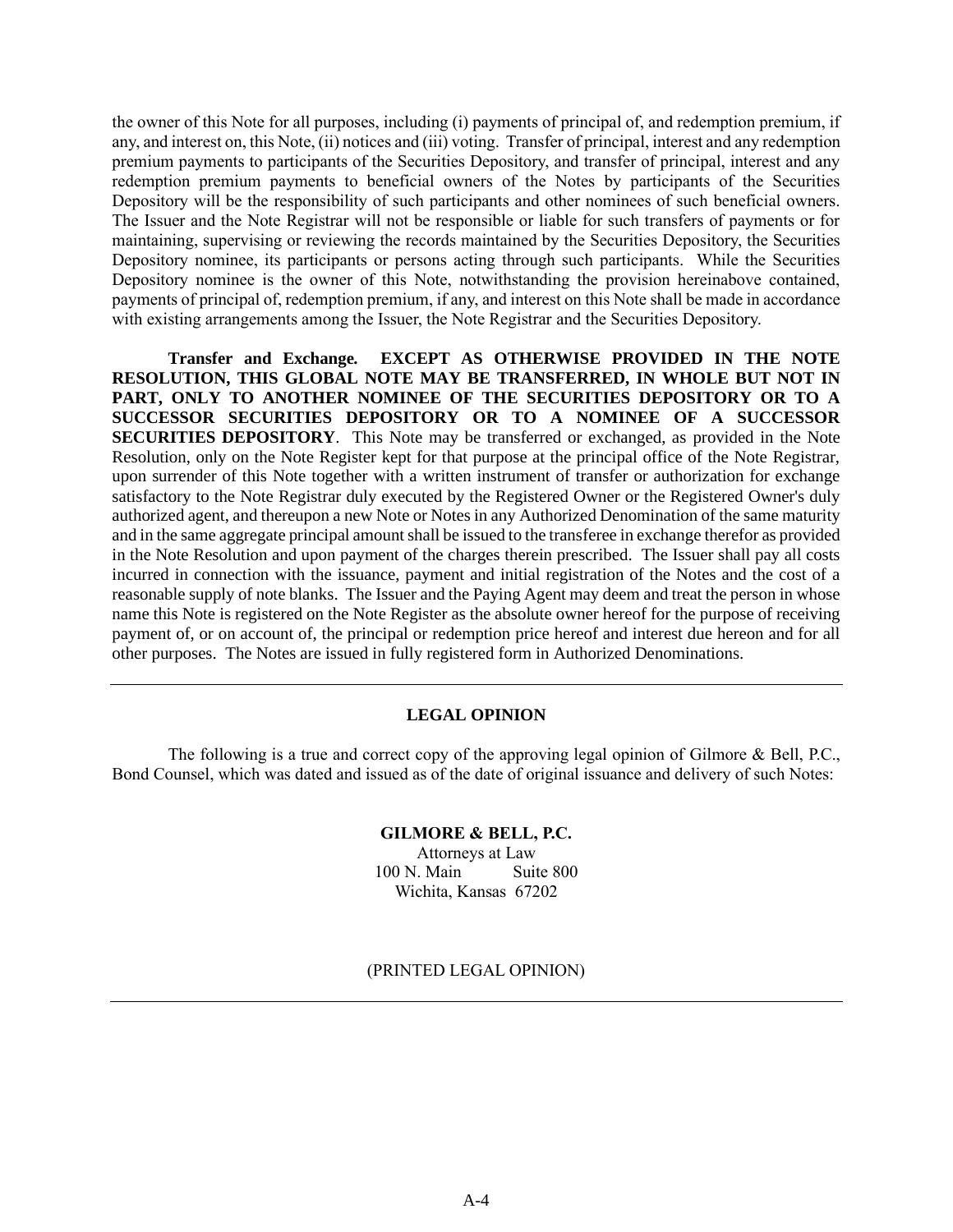the owner of this Note for all purposes, including (i) payments of principal of, and redemption premium, if any, and interest on, this Note, (ii) notices and (iii) voting. Transfer of principal, interest and any redemption premium payments to participants of the Securities Depository, and transfer of principal, interest and any redemption premium payments to beneficial owners of the Notes by participants of the Securities Depository will be the responsibility of such participants and other nominees of such beneficial owners. The Issuer and the Note Registrar will not be responsible or liable for such transfers of payments or for maintaining, supervising or reviewing the records maintained by the Securities Depository, the Securities Depository nominee, its participants or persons acting through such participants. While the Securities Depository nominee is the owner of this Note, notwithstanding the provision hereinabove contained, payments of principal of, redemption premium, if any, and interest on this Note shall be made in accordance with existing arrangements among the Issuer, the Note Registrar and the Securities Depository.

**Transfer and Exchange. EXCEPT AS OTHERWISE PROVIDED IN THE NOTE RESOLUTION, THIS GLOBAL NOTE MAY BE TRANSFERRED, IN WHOLE BUT NOT IN PART, ONLY TO ANOTHER NOMINEE OF THE SECURITIES DEPOSITORY OR TO A SUCCESSOR SECURITIES DEPOSITORY OR TO A NOMINEE OF A SUCCESSOR SECURITIES DEPOSITORY**. This Note may be transferred or exchanged, as provided in the Note Resolution, only on the Note Register kept for that purpose at the principal office of the Note Registrar, upon surrender of this Note together with a written instrument of transfer or authorization for exchange satisfactory to the Note Registrar duly executed by the Registered Owner or the Registered Owner's duly authorized agent, and thereupon a new Note or Notes in any Authorized Denomination of the same maturity and in the same aggregate principal amount shall be issued to the transferee in exchange therefor as provided in the Note Resolution and upon payment of the charges therein prescribed. The Issuer shall pay all costs incurred in connection with the issuance, payment and initial registration of the Notes and the cost of a reasonable supply of note blanks. The Issuer and the Paying Agent may deem and treat the person in whose name this Note is registered on the Note Register as the absolute owner hereof for the purpose of receiving payment of, or on account of, the principal or redemption price hereof and interest due hereon and for all other purposes. The Notes are issued in fully registered form in Authorized Denominations.

---

**LEGAL OPINION**

The following is a true and correct copy of the approving legal opinion of Gilmore & Bell, P.C., Bond Counsel, which was dated and issued as of the date of original issuance and delivery of such Notes:

**GILMORE & BELL, P.C.**
Attorneys at Law
100 N. Main Suite 800
Wichita, Kansas 67202

(PRINTED LEGAL OPINION)

---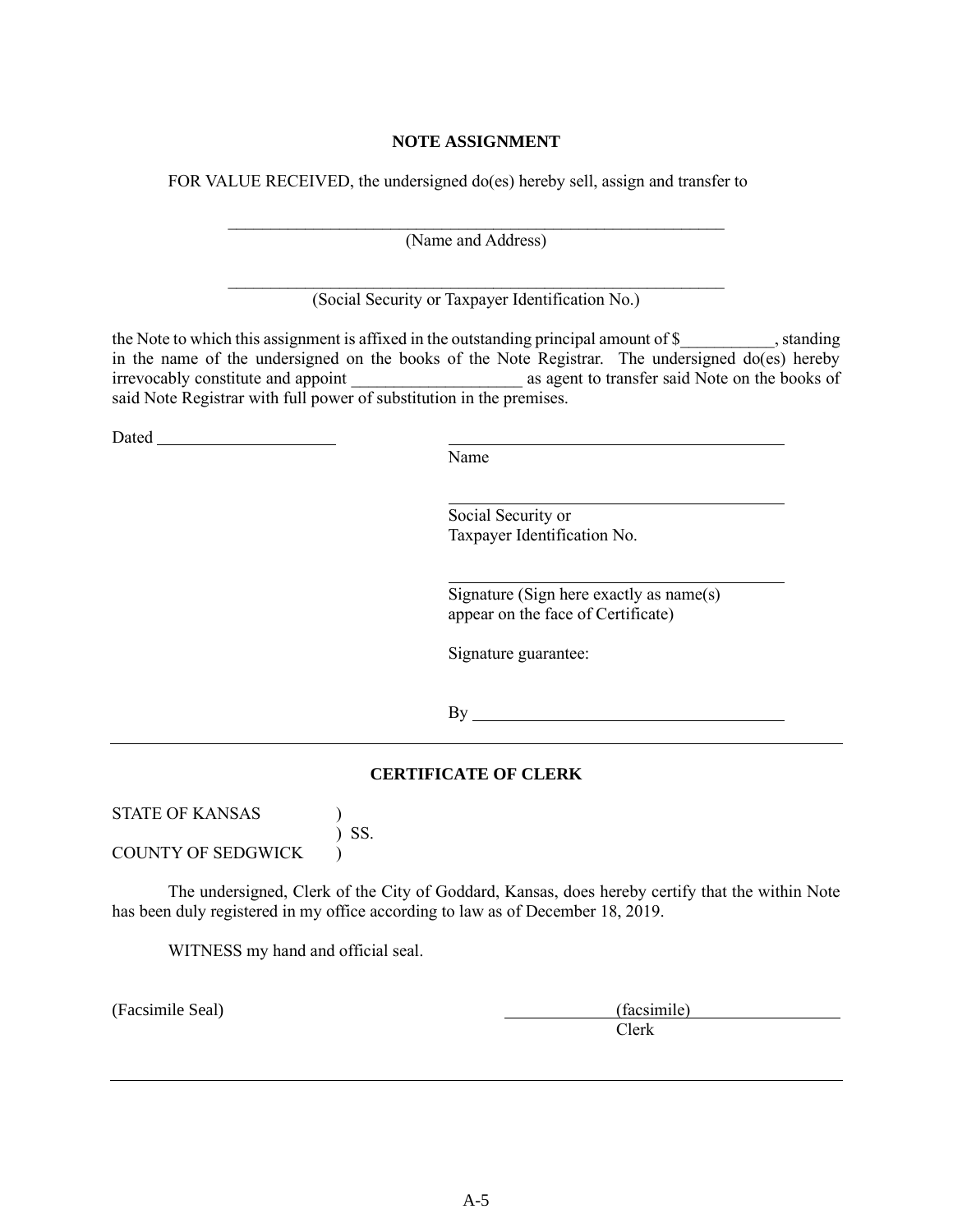**NOTE ASSIGNMENT**

FOR VALUE RECEIVED, the undersigned do(es) hereby sell, assign and transfer to

\_\_\_\_\_\_\_\_\_\_\_\_\_\_\_\_\_\_\_\_\_\_\_\_\_\_\_\_\_\_\_\_\_\_\_\_\_\_\_\_\_\_\_\_\_\_\_\_\_\_\_\_\_\_\_\_\_\_\_\_\_\_
(Name and Address)

\_\_\_\_\_\_\_\_\_\_\_\_\_\_\_\_\_\_\_\_\_\_\_\_\_\_\_\_\_\_\_\_\_\_\_\_\_\_\_\_\_\_\_\_\_\_\_\_\_\_\_\_\_\_\_\_\_\_\_\_\_\_
(Social Security or Taxpayer Identification No.)

the Note to which this assignment is affixed in the outstanding principal amount of $\_\_\_\_\_\_\_\_\_\_\_, standing in the name of the undersigned on the books of the Note Registrar. The undersigned do(es) hereby irrevocably constitute and appoint \_\_\_\_\_\_\_\_\_\_\_\_\_\_\_\_\_\_\_\_ as agent to transfer said Note on the books of said Note Registrar with full power of substitution in the premises.

Dated \_\_\_\_\_\_\_\_\_\_\_\_\_\_\_\_\_\_\_\_\_\_

\_\_\_\_\_\_\_\_\_\_\_\_\_\_\_\_\_\_\_\_\_\_\_\_\_\_\_\_\_\_\_\_\_\_\_\_\_\_\_\_
Name

\_\_\_\_\_\_\_\_\_\_\_\_\_\_\_\_\_\_\_\_\_\_\_\_\_\_\_\_\_\_\_\_\_\_\_\_\_\_\_\_
Social Security or
Taxpayer Identification No.

\_\_\_\_\_\_\_\_\_\_\_\_\_\_\_\_\_\_\_\_\_\_\_\_\_\_\_\_\_\_\_\_\_\_\_\_\_\_\_\_
Signature (Sign here exactly as name(s) appear on the face of Certificate)

Signature guarantee:

By \_\_\_\_\_\_\_\_\_\_\_\_\_\_\_\_\_\_\_\_\_\_\_\_\_\_\_\_\_\_\_\_\_\_\_\_\_\_

---

**CERTIFICATE OF CLERK**

STATE OF KANSAS )
) SS.
COUNTY OF SEDGWICK )

The undersigned, Clerk of the City of Goddard, Kansas, does hereby certify that the within Note has been duly registered in my office according to law as of December 18, 2019.

WITNESS my hand and official seal.

(Facsimile Seal)

(facsimile)
Clerk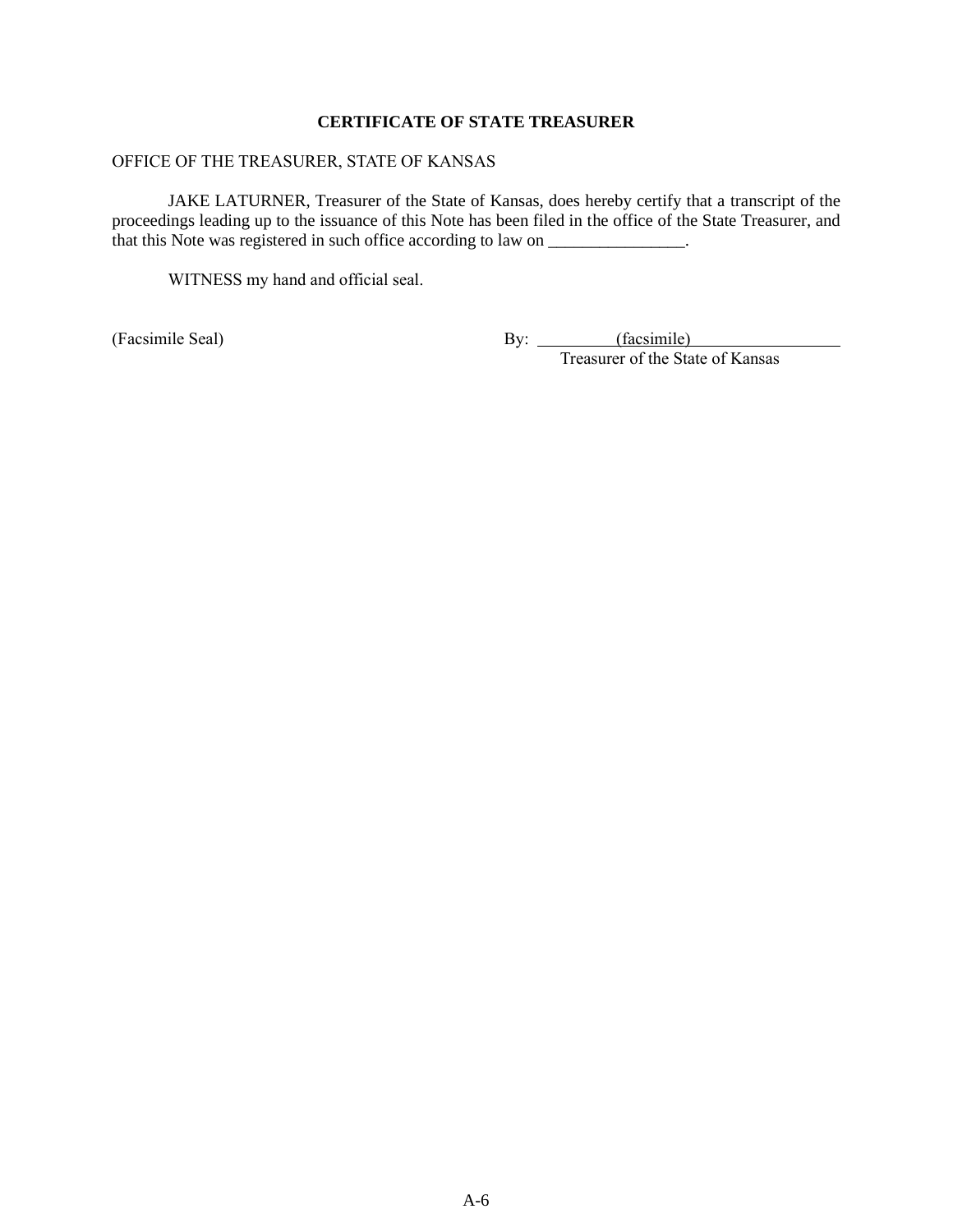**CERTIFICATE OF STATE TREASURER**

OFFICE OF THE TREASURER, STATE OF KANSAS

JAKE LATURNER, Treasurer of the State of Kansas, does hereby certify that a transcript of the proceedings leading up to the issuance of this Note has been filed in the office of the State Treasurer, and that this Note was registered in such office according to law on ________________.

WITNESS my hand and official seal.

(Facsimile Seal)

By: (facsimile)
Treasurer of the State of Kansas